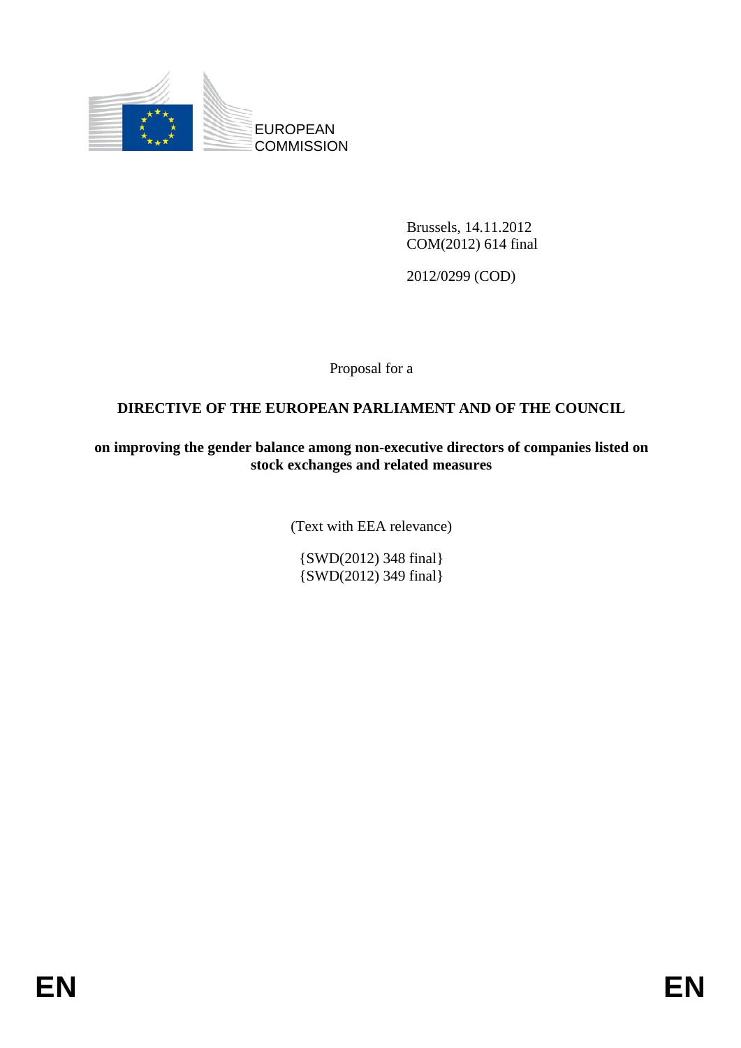EUROPEAN COMMISSION

Brussels, 14.11.2012
COM(2012) 614 final

2012/0299 (COD)

Proposal for a

**DIRECTIVE OF THE EUROPEAN PARLIAMENT AND OF THE COUNCIL**

**on improving the gender balance among non-executive directors of companies listed on stock exchanges and related measures**

(Text with EEA relevance)

{SWD(2012) 348 final}
{SWD(2012) 349 final}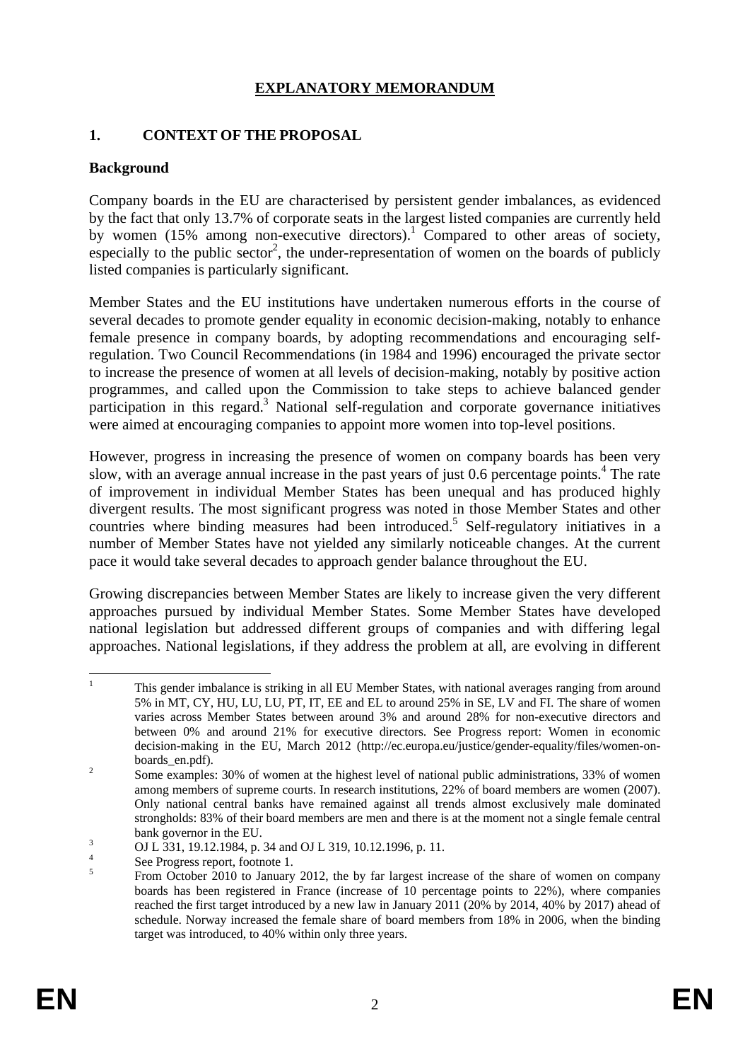## EXPLANATORY MEMORANDUM

### 1. CONTEXT OF THE PROPOSAL

**Background**

Company boards in the EU are characterised by persistent gender imbalances, as evidenced by the fact that only 13.7% of corporate seats in the largest listed companies are currently held by women (15% among non-executive directors).[1] Compared to other areas of society, especially to the public sector[2], the under-representation of women on the boards of publicly listed companies is particularly significant.

Member States and the EU institutions have undertaken numerous efforts in the course of several decades to promote gender equality in economic decision-making, notably to enhance female presence in company boards, by adopting recommendations and encouraging self-regulation. Two Council Recommendations (in 1984 and 1996) encouraged the private sector to increase the presence of women at all levels of decision-making, notably by positive action programmes, and called upon the Commission to take steps to achieve balanced gender participation in this regard.[3] National self-regulation and corporate governance initiatives were aimed at encouraging companies to appoint more women into top-level positions.

However, progress in increasing the presence of women on company boards has been very slow, with an average annual increase in the past years of just 0.6 percentage points.[4] The rate of improvement in individual Member States has been unequal and has produced highly divergent results. The most significant progress was noted in those Member States and other countries where binding measures had been introduced.[5] Self-regulatory initiatives in a number of Member States have not yielded any similarly noticeable changes. At the current pace it would take several decades to approach gender balance throughout the EU.

Growing discrepancies between Member States are likely to increase given the very different approaches pursued by individual Member States. Some Member States have developed national legislation but addressed different groups of companies and with differing legal approaches. National legislations, if they address the problem at all, are evolving in different

---

[1] This gender imbalance is striking in all EU Member States, with national averages ranging from around 5% in MT, CY, HU, LU, LU, PT, IT, EE and EL to around 25% in SE, LV and FI. The share of women varies across Member States between around 3% and around 28% for non-executive directors and between 0% and around 21% for executive directors. See Progress report: Women in economic decision-making in the EU, March 2012 (http://ec.europa.eu/justice/gender-equality/files/women-on-boards_en.pdf).

[2] Some examples: 30% of women at the highest level of national public administrations, 33% of women among members of supreme courts. In research institutions, 22% of board members are women (2007). Only national central banks have remained against all trends almost exclusively male dominated strongholds: 83% of their board members are men and there is at the moment not a single female central bank governor in the EU.

[3] OJ L 331, 19.12.1984, p. 34 and OJ L 319, 10.12.1996, p. 11.

[4] See Progress report, footnote 1.

[5] From October 2010 to January 2012, the by far largest increase of the share of women on company boards has been registered in France (increase of 10 percentage points to 22%), where companies reached the first target introduced by a new law in January 2011 (20% by 2014, 40% by 2017) ahead of schedule. Norway increased the female share of board members from 18% in 2006, when the binding target was introduced, to 40% within only three years.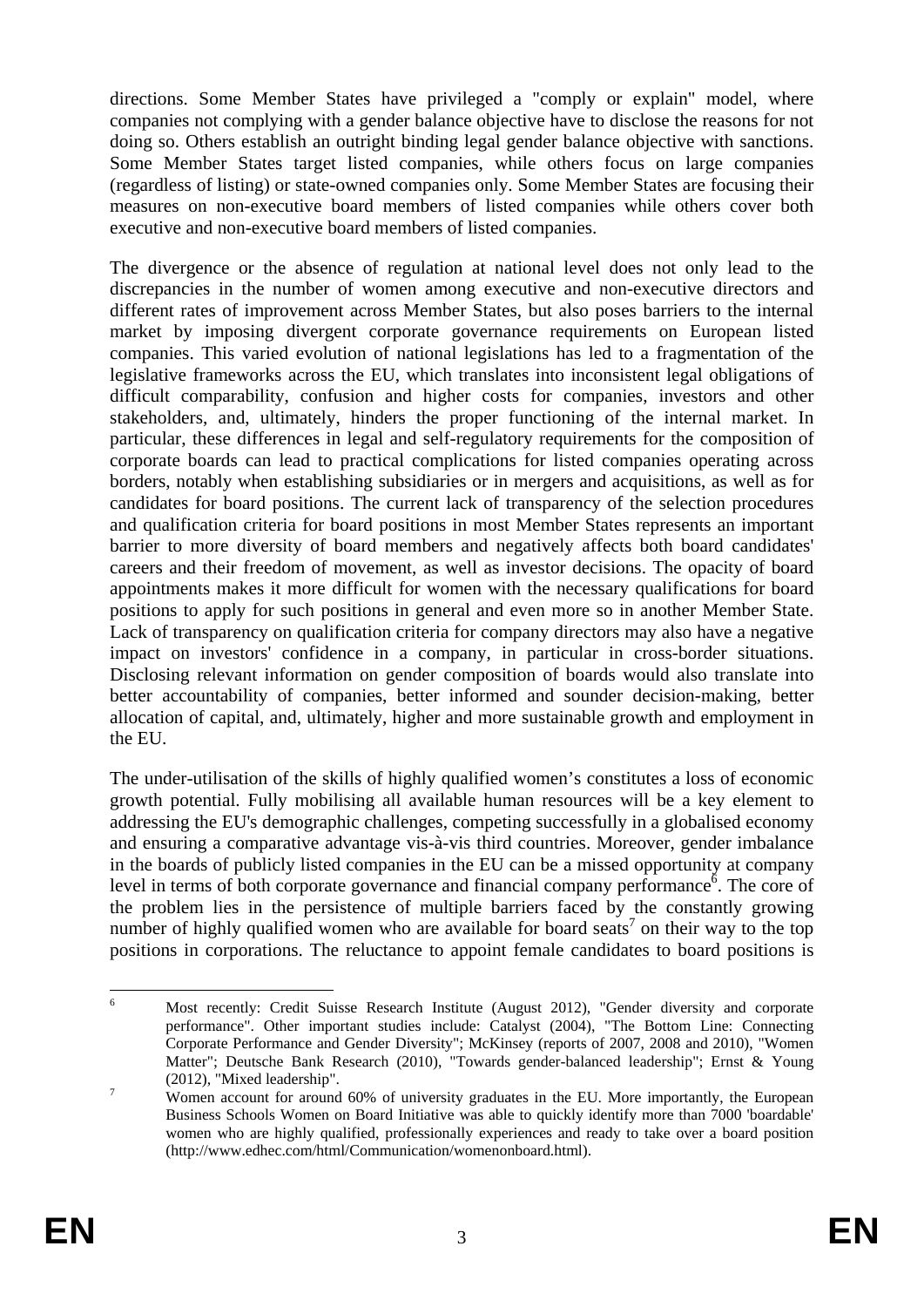directions. Some Member States have privileged a "comply or explain" model, where companies not complying with a gender balance objective have to disclose the reasons for not doing so. Others establish an outright binding legal gender balance objective with sanctions. Some Member States target listed companies, while others focus on large companies (regardless of listing) or state-owned companies only. Some Member States are focusing their measures on non-executive board members of listed companies while others cover both executive and non-executive board members of listed companies.

The divergence or the absence of regulation at national level does not only lead to the discrepancies in the number of women among executive and non-executive directors and different rates of improvement across Member States, but also poses barriers to the internal market by imposing divergent corporate governance requirements on European listed companies. This varied evolution of national legislations has led to a fragmentation of the legislative frameworks across the EU, which translates into inconsistent legal obligations of difficult comparability, confusion and higher costs for companies, investors and other stakeholders, and, ultimately, hinders the proper functioning of the internal market. In particular, these differences in legal and self-regulatory requirements for the composition of corporate boards can lead to practical complications for listed companies operating across borders, notably when establishing subsidiaries or in mergers and acquisitions, as well as for candidates for board positions. The current lack of transparency of the selection procedures and qualification criteria for board positions in most Member States represents an important barrier to more diversity of board members and negatively affects both board candidates' careers and their freedom of movement, as well as investor decisions. The opacity of board appointments makes it more difficult for women with the necessary qualifications for board positions to apply for such positions in general and even more so in another Member State. Lack of transparency on qualification criteria for company directors may also have a negative impact on investors' confidence in a company, in particular in cross-border situations. Disclosing relevant information on gender composition of boards would also translate into better accountability of companies, better informed and sounder decision-making, better allocation of capital, and, ultimately, higher and more sustainable growth and employment in the EU.

The under-utilisation of the skills of highly qualified women's constitutes a loss of economic growth potential. Fully mobilising all available human resources will be a key element to addressing the EU's demographic challenges, competing successfully in a globalised economy and ensuring a comparative advantage vis-à-vis third countries. Moreover, gender imbalance in the boards of publicly listed companies in the EU can be a missed opportunity at company level in terms of both corporate governance and financial company performance[6]. The core of the problem lies in the persistence of multiple barriers faced by the constantly growing number of highly qualified women who are available for board seats[7] on their way to the top positions in corporations. The reluctance to appoint female candidates to board positions is

[6] Most recently: Credit Suisse Research Institute (August 2012), "Gender diversity and corporate performance". Other important studies include: Catalyst (2004), "The Bottom Line: Connecting Corporate Performance and Gender Diversity"; McKinsey (reports of 2007, 2008 and 2010), "Women Matter"; Deutsche Bank Research (2010), "Towards gender-balanced leadership"; Ernst & Young (2012), "Mixed leadership".

[7] Women account for around 60% of university graduates in the EU. More importantly, the European Business Schools Women on Board Initiative was able to quickly identify more than 7000 'boardable' women who are highly qualified, professionally experiences and ready to take over a board position (http://www.edhec.com/html/Communication/womenonboard.html).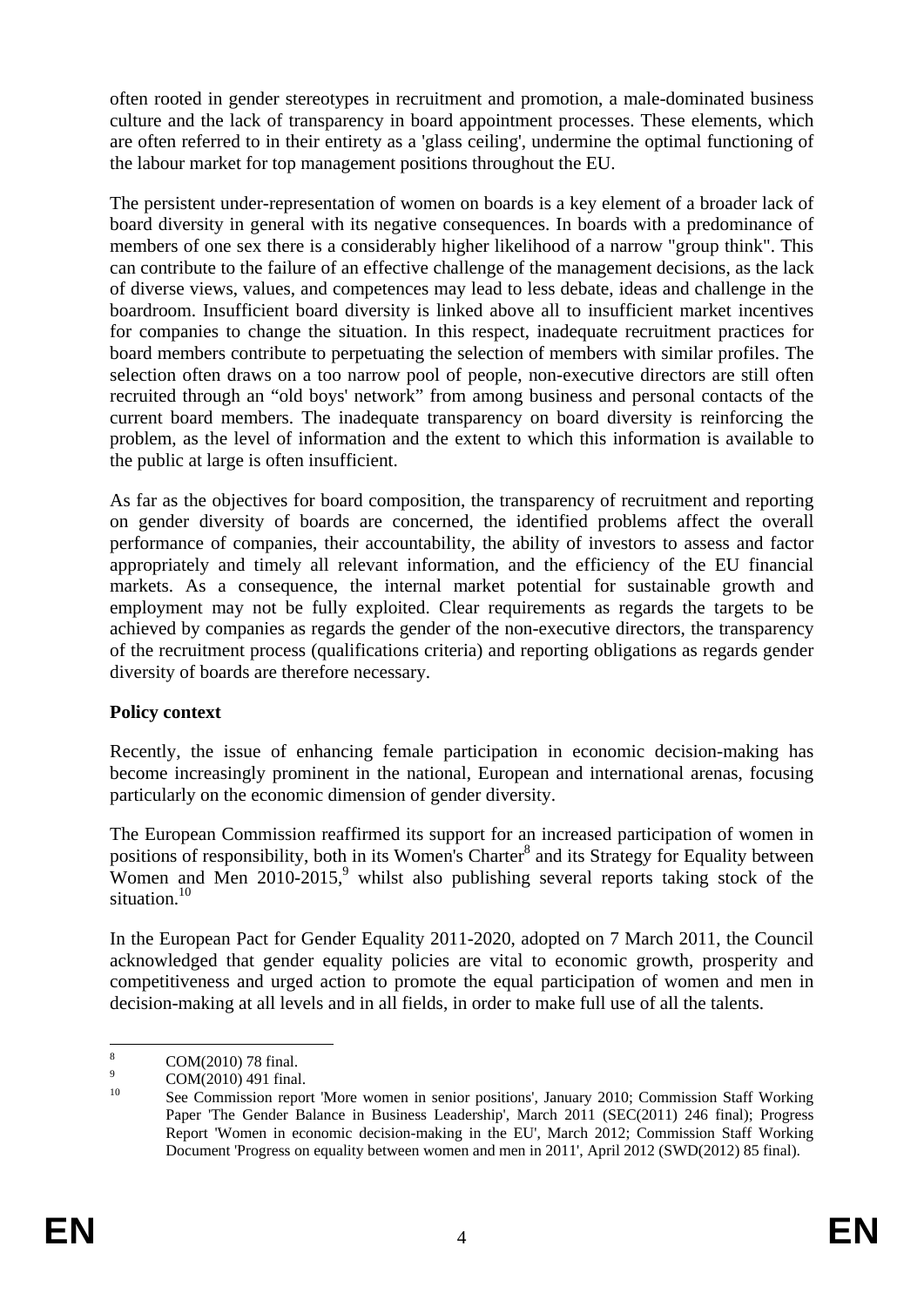often rooted in gender stereotypes in recruitment and promotion, a male-dominated business culture and the lack of transparency in board appointment processes. These elements, which are often referred to in their entirety as a 'glass ceiling', undermine the optimal functioning of the labour market for top management positions throughout the EU.

The persistent under-representation of women on boards is a key element of a broader lack of board diversity in general with its negative consequences. In boards with a predominance of members of one sex there is a considerably higher likelihood of a narrow "group think". This can contribute to the failure of an effective challenge of the management decisions, as the lack of diverse views, values, and competences may lead to less debate, ideas and challenge in the boardroom. Insufficient board diversity is linked above all to insufficient market incentives for companies to change the situation. In this respect, inadequate recruitment practices for board members contribute to perpetuating the selection of members with similar profiles. The selection often draws on a too narrow pool of people, non-executive directors are still often recruited through an "old boys' network" from among business and personal contacts of the current board members. The inadequate transparency on board diversity is reinforcing the problem, as the level of information and the extent to which this information is available to the public at large is often insufficient.

As far as the objectives for board composition, the transparency of recruitment and reporting on gender diversity of boards are concerned, the identified problems affect the overall performance of companies, their accountability, the ability of investors to assess and factor appropriately and timely all relevant information, and the efficiency of the EU financial markets. As a consequence, the internal market potential for sustainable growth and employment may not be fully exploited. Clear requirements as regards the targets to be achieved by companies as regards the gender of the non-executive directors, the transparency of the recruitment process (qualifications criteria) and reporting obligations as regards gender diversity of boards are therefore necessary.

**Policy context**

Recently, the issue of enhancing female participation in economic decision-making has become increasingly prominent in the national, European and international arenas, focusing particularly on the economic dimension of gender diversity.

The European Commission reaffirmed its support for an increased participation of women in positions of responsibility, both in its Women's Charter[8] and its Strategy for Equality between Women and Men 2010-2015,[9] whilst also publishing several reports taking stock of the situation.[10]

In the European Pact for Gender Equality 2011-2020, adopted on 7 March 2011, the Council acknowledged that gender equality policies are vital to economic growth, prosperity and competitiveness and urged action to promote the equal participation of women and men in decision-making at all levels and in all fields, in order to make full use of all the talents.

---

[8] COM(2010) 78 final.

[9] COM(2010) 491 final.

[10] See Commission report 'More women in senior positions', January 2010; Commission Staff Working Paper 'The Gender Balance in Business Leadership', March 2011 (SEC(2011) 246 final); Progress Report 'Women in economic decision-making in the EU', March 2012; Commission Staff Working Document 'Progress on equality between women and men in 2011', April 2012 (SWD(2012) 85 final).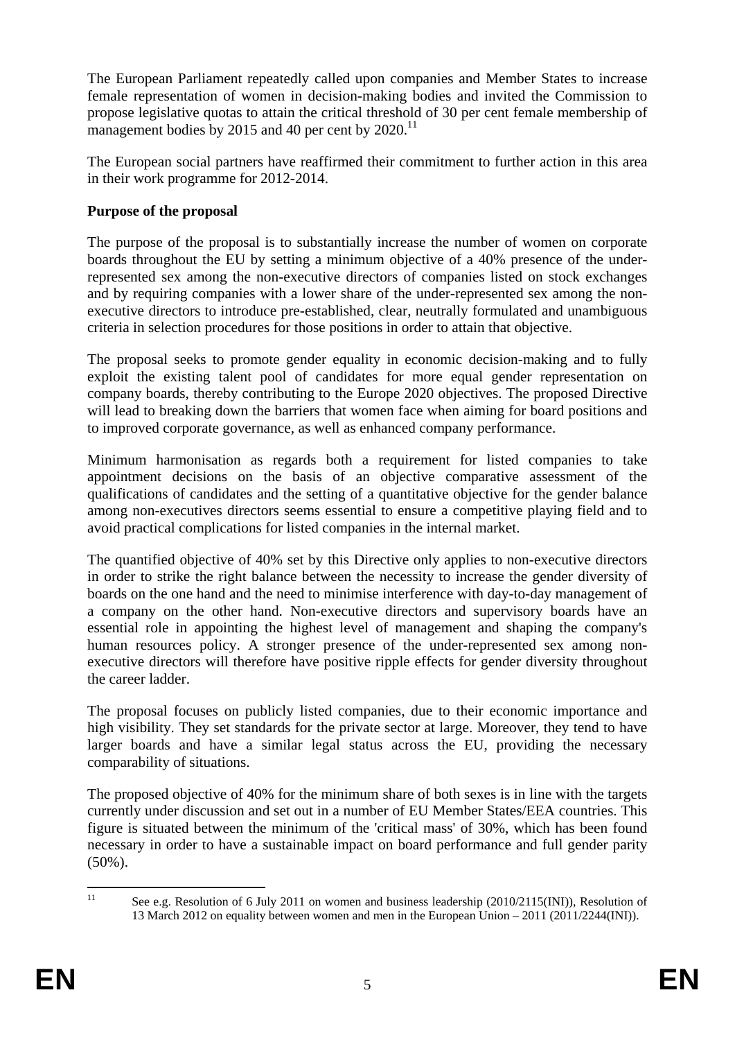The European Parliament repeatedly called upon companies and Member States to increase female representation of women in decision-making bodies and invited the Commission to propose legislative quotas to attain the critical threshold of 30 per cent female membership of management bodies by 2015 and 40 per cent by 2020.[11]

The European social partners have reaffirmed their commitment to further action in this area in their work programme for 2012-2014.

**Purpose of the proposal**

The purpose of the proposal is to substantially increase the number of women on corporate boards throughout the EU by setting a minimum objective of a 40% presence of the under-represented sex among the non-executive directors of companies listed on stock exchanges and by requiring companies with a lower share of the under-represented sex among the non-executive directors to introduce pre-established, clear, neutrally formulated and unambiguous criteria in selection procedures for those positions in order to attain that objective.

The proposal seeks to promote gender equality in economic decision-making and to fully exploit the existing talent pool of candidates for more equal gender representation on company boards, thereby contributing to the Europe 2020 objectives. The proposed Directive will lead to breaking down the barriers that women face when aiming for board positions and to improved corporate governance, as well as enhanced company performance.

Minimum harmonisation as regards both a requirement for listed companies to take appointment decisions on the basis of an objective comparative assessment of the qualifications of candidates and the setting of a quantitative objective for the gender balance among non-executives directors seems essential to ensure a competitive playing field and to avoid practical complications for listed companies in the internal market.

The quantified objective of 40% set by this Directive only applies to non-executive directors in order to strike the right balance between the necessity to increase the gender diversity of boards on the one hand and the need to minimise interference with day-to-day management of a company on the other hand. Non-executive directors and supervisory boards have an essential role in appointing the highest level of management and shaping the company's human resources policy. A stronger presence of the under-represented sex among non-executive directors will therefore have positive ripple effects for gender diversity throughout the career ladder.

The proposal focuses on publicly listed companies, due to their economic importance and high visibility. They set standards for the private sector at large. Moreover, they tend to have larger boards and have a similar legal status across the EU, providing the necessary comparability of situations.

The proposed objective of 40% for the minimum share of both sexes is in line with the targets currently under discussion and set out in a number of EU Member States/EEA countries. This figure is situated between the minimum of the 'critical mass' of 30%, which has been found necessary in order to have a sustainable impact on board performance and full gender parity (50%).

[11] See e.g. Resolution of 6 July 2011 on women and business leadership (2010/2115(INI)), Resolution of 13 March 2012 on equality between women and men in the European Union – 2011 (2011/2244(INI)).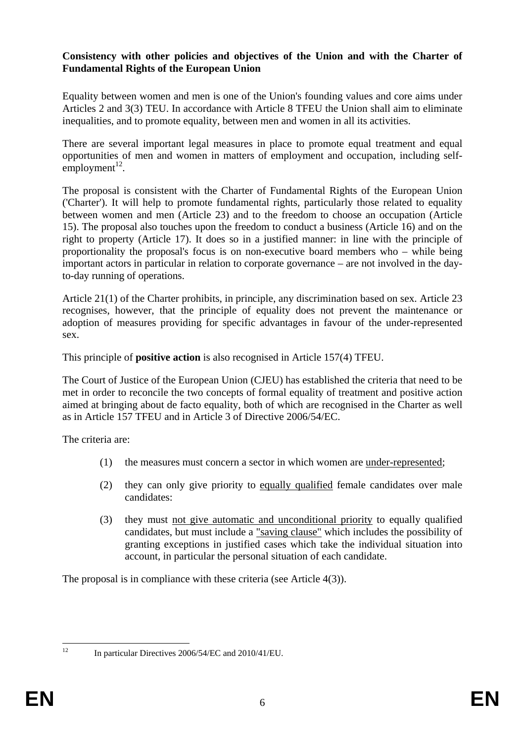**Consistency with other policies and objectives of the Union and with the Charter of Fundamental Rights of the European Union**

Equality between women and men is one of the Union's founding values and core aims under Articles 2 and 3(3) TEU. In accordance with Article 8 TFEU the Union shall aim to eliminate inequalities, and to promote equality, between men and women in all its activities.

There are several important legal measures in place to promote equal treatment and equal opportunities of men and women in matters of employment and occupation, including self-employment[12].

The proposal is consistent with the Charter of Fundamental Rights of the European Union ('Charter'). It will help to promote fundamental rights, particularly those related to equality between women and men (Article 23) and to the freedom to choose an occupation (Article 15). The proposal also touches upon the freedom to conduct a business (Article 16) and on the right to property (Article 17). It does so in a justified manner: in line with the principle of proportionality the proposal's focus is on non-executive board members who – while being important actors in particular in relation to corporate governance – are not involved in the day-to-day running of operations.

Article 21(1) of the Charter prohibits, in principle, any discrimination based on sex. Article 23 recognises, however, that the principle of equality does not prevent the maintenance or adoption of measures providing for specific advantages in favour of the under-represented sex.

This principle of **positive action** is also recognised in Article 157(4) TFEU.

The Court of Justice of the European Union (CJEU) has established the criteria that need to be met in order to reconcile the two concepts of formal equality of treatment and positive action aimed at bringing about de facto equality, both of which are recognised in the Charter as well as in Article 157 TFEU and in Article 3 of Directive 2006/54/EC.

The criteria are:

(1) the measures must concern a sector in which women are under-represented;

(2) they can only give priority to equally qualified female candidates over male candidates:

(3) they must not give automatic and unconditional priority to equally qualified candidates, but must include a "saving clause" which includes the possibility of granting exceptions in justified cases which take the individual situation into account, in particular the personal situation of each candidate.

The proposal is in compliance with these criteria (see Article 4(3)).

---

[12] In particular Directives 2006/54/EC and 2010/41/EU.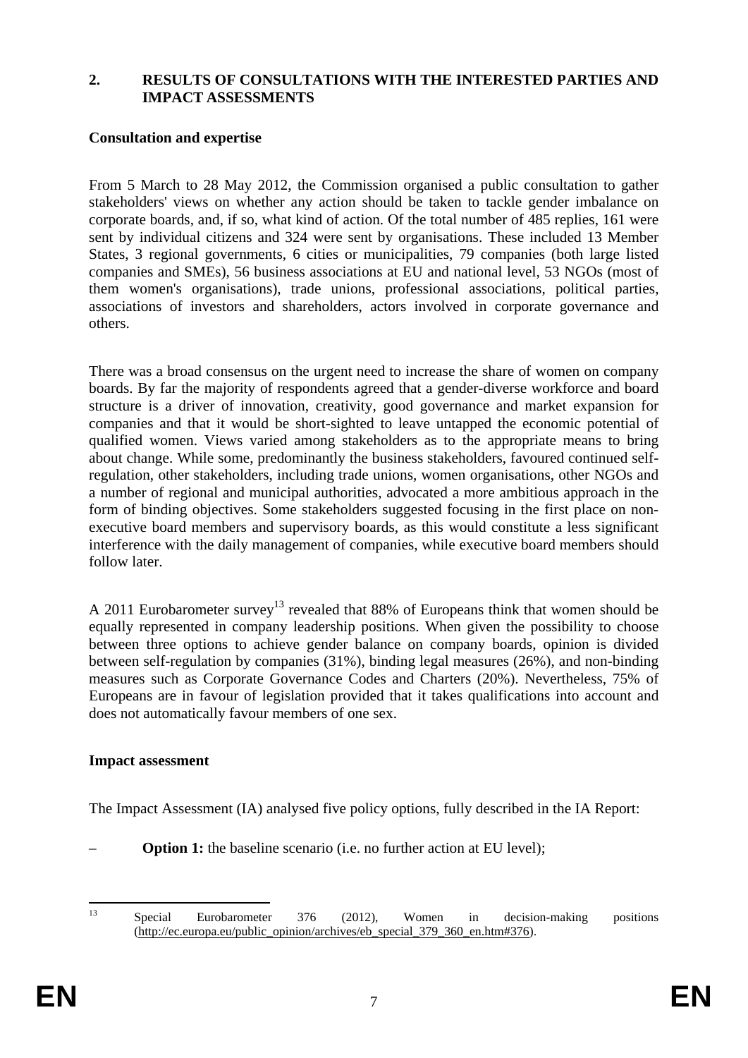## 2. RESULTS OF CONSULTATIONS WITH THE INTERESTED PARTIES AND IMPACT ASSESSMENTS

### Consultation and expertise

From 5 March to 28 May 2012, the Commission organised a public consultation to gather stakeholders' views on whether any action should be taken to tackle gender imbalance on corporate boards, and, if so, what kind of action. Of the total number of 485 replies, 161 were sent by individual citizens and 324 were sent by organisations. These included 13 Member States, 3 regional governments, 6 cities or municipalities, 79 companies (both large listed companies and SMEs), 56 business associations at EU and national level, 53 NGOs (most of them women's organisations), trade unions, professional associations, political parties, associations of investors and shareholders, actors involved in corporate governance and others.

There was a broad consensus on the urgent need to increase the share of women on company boards. By far the majority of respondents agreed that a gender-diverse workforce and board structure is a driver of innovation, creativity, good governance and market expansion for companies and that it would be short-sighted to leave untapped the economic potential of qualified women. Views varied among stakeholders as to the appropriate means to bring about change. While some, predominantly the business stakeholders, favoured continued self-regulation, other stakeholders, including trade unions, women organisations, other NGOs and a number of regional and municipal authorities, advocated a more ambitious approach in the form of binding objectives. Some stakeholders suggested focusing in the first place on non-executive board members and supervisory boards, as this would constitute a less significant interference with the daily management of companies, while executive board members should follow later.

A 2011 Eurobarometer survey[13] revealed that 88% of Europeans think that women should be equally represented in company leadership positions. When given the possibility to choose between three options to achieve gender balance on company boards, opinion is divided between self-regulation by companies (31%), binding legal measures (26%), and non-binding measures such as Corporate Governance Codes and Charters (20%). Nevertheless, 75% of Europeans are in favour of legislation provided that it takes qualifications into account and does not automatically favour members of one sex.

### Impact assessment

The Impact Assessment (IA) analysed five policy options, fully described in the IA Report:

– **Option 1:** the baseline scenario (i.e. no further action at EU level);

[13] Special Eurobarometer 376 (2012), Women in decision-making positions (http://ec.europa.eu/public_opinion/archives/eb_special_379_360_en.htm#376).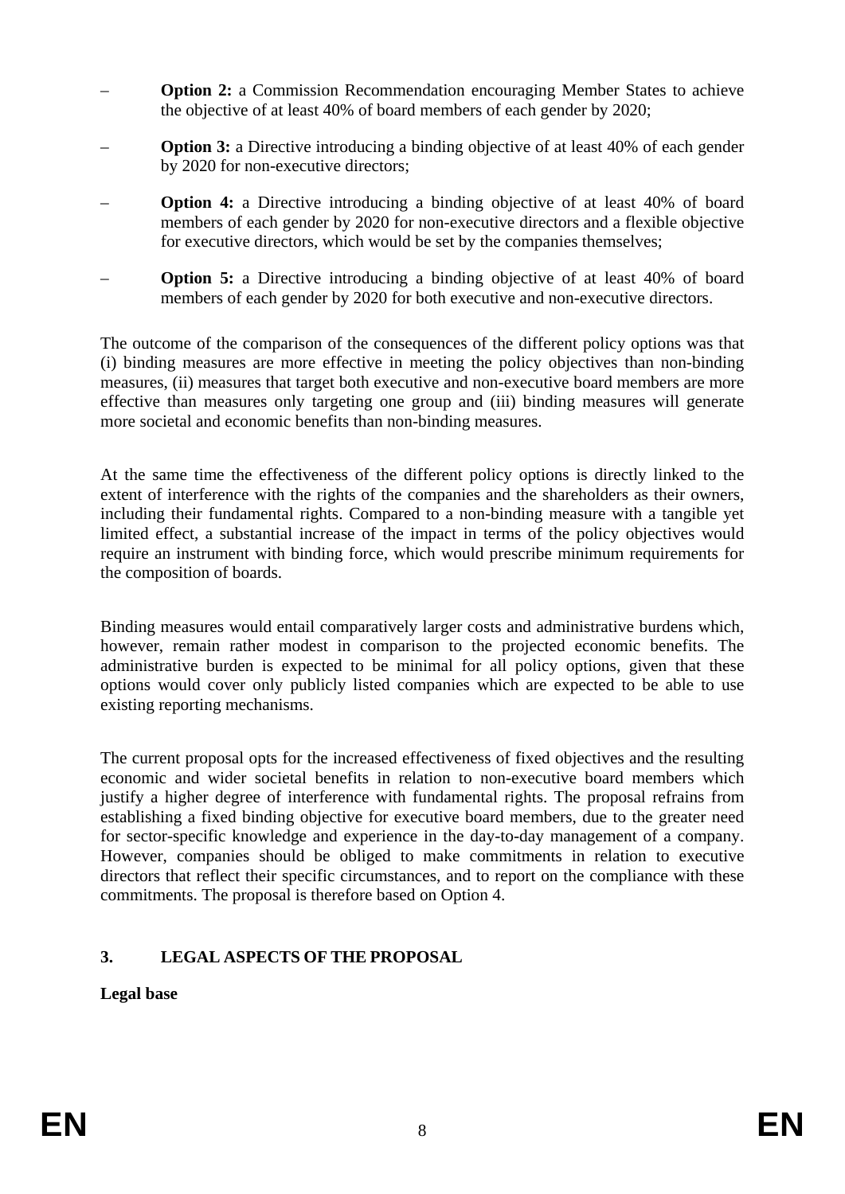- **Option 2:** a Commission Recommendation encouraging Member States to achieve the objective of at least 40% of board members of each gender by 2020;
- **Option 3:** a Directive introducing a binding objective of at least 40% of each gender by 2020 for non-executive directors;
- **Option 4:** a Directive introducing a binding objective of at least 40% of board members of each gender by 2020 for non-executive directors and a flexible objective for executive directors, which would be set by the companies themselves;
- **Option 5:** a Directive introducing a binding objective of at least 40% of board members of each gender by 2020 for both executive and non-executive directors.

The outcome of the comparison of the consequences of the different policy options was that (i) binding measures are more effective in meeting the policy objectives than non-binding measures, (ii) measures that target both executive and non-executive board members are more effective than measures only targeting one group and (iii) binding measures will generate more societal and economic benefits than non-binding measures.

At the same time the effectiveness of the different policy options is directly linked to the extent of interference with the rights of the companies and the shareholders as their owners, including their fundamental rights. Compared to a non-binding measure with a tangible yet limited effect, a substantial increase of the impact in terms of the policy objectives would require an instrument with binding force, which would prescribe minimum requirements for the composition of boards.

Binding measures would entail comparatively larger costs and administrative burdens which, however, remain rather modest in comparison to the projected economic benefits. The administrative burden is expected to be minimal for all policy options, given that these options would cover only publicly listed companies which are expected to be able to use existing reporting mechanisms.

The current proposal opts for the increased effectiveness of fixed objectives and the resulting economic and wider societal benefits in relation to non-executive board members which justify a higher degree of interference with fundamental rights. The proposal refrains from establishing a fixed binding objective for executive board members, due to the greater need for sector-specific knowledge and experience in the day-to-day management of a company. However, companies should be obliged to make commitments in relation to executive directors that reflect their specific circumstances, and to report on the compliance with these commitments. The proposal is therefore based on Option 4.

## 3. LEGAL ASPECTS OF THE PROPOSAL

**Legal base**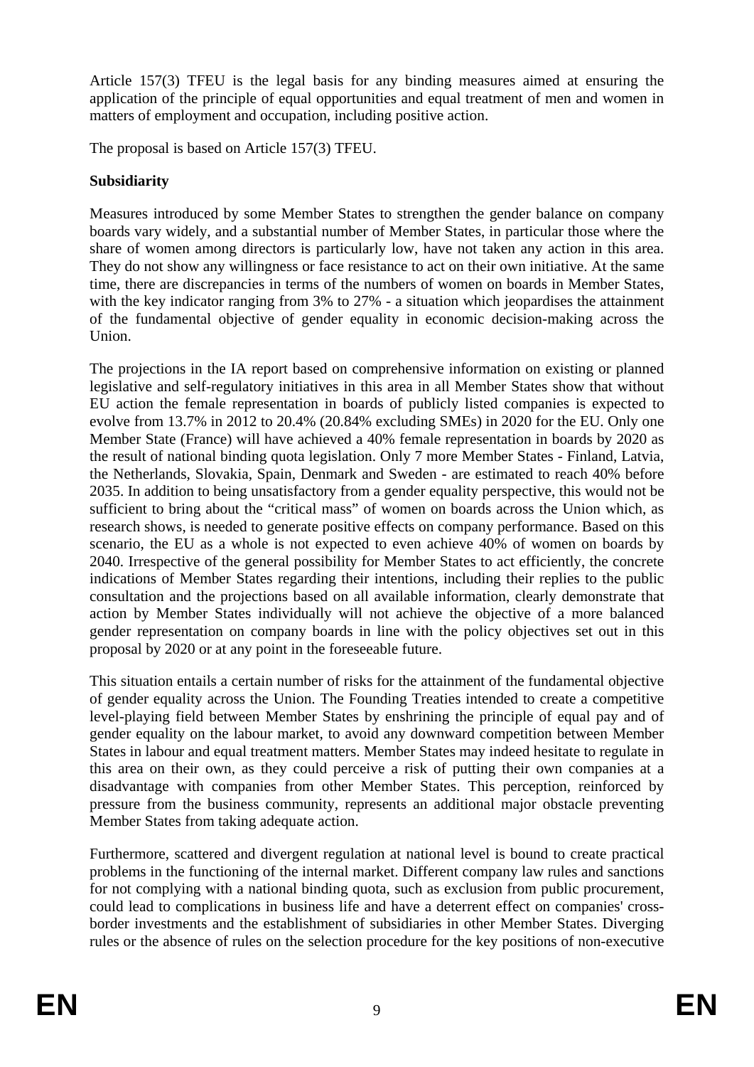Article 157(3) TFEU is the legal basis for any binding measures aimed at ensuring the application of the principle of equal opportunities and equal treatment of men and women in matters of employment and occupation, including positive action.

The proposal is based on Article 157(3) TFEU.

**Subsidiarity**

Measures introduced by some Member States to strengthen the gender balance on company boards vary widely, and a substantial number of Member States, in particular those where the share of women among directors is particularly low, have not taken any action in this area. They do not show any willingness or face resistance to act on their own initiative. At the same time, there are discrepancies in terms of the numbers of women on boards in Member States, with the key indicator ranging from 3% to 27% - a situation which jeopardises the attainment of the fundamental objective of gender equality in economic decision-making across the Union.

The projections in the IA report based on comprehensive information on existing or planned legislative and self-regulatory initiatives in this area in all Member States show that without EU action the female representation in boards of publicly listed companies is expected to evolve from 13.7% in 2012 to 20.4% (20.84% excluding SMEs) in 2020 for the EU. Only one Member State (France) will have achieved a 40% female representation in boards by 2020 as the result of national binding quota legislation. Only 7 more Member States - Finland, Latvia, the Netherlands, Slovakia, Spain, Denmark and Sweden - are estimated to reach 40% before 2035. In addition to being unsatisfactory from a gender equality perspective, this would not be sufficient to bring about the "critical mass" of women on boards across the Union which, as research shows, is needed to generate positive effects on company performance. Based on this scenario, the EU as a whole is not expected to even achieve 40% of women on boards by 2040. Irrespective of the general possibility for Member States to act efficiently, the concrete indications of Member States regarding their intentions, including their replies to the public consultation and the projections based on all available information, clearly demonstrate that action by Member States individually will not achieve the objective of a more balanced gender representation on company boards in line with the policy objectives set out in this proposal by 2020 or at any point in the foreseeable future.

This situation entails a certain number of risks for the attainment of the fundamental objective of gender equality across the Union. The Founding Treaties intended to create a competitive level-playing field between Member States by enshrining the principle of equal pay and of gender equality on the labour market, to avoid any downward competition between Member States in labour and equal treatment matters. Member States may indeed hesitate to regulate in this area on their own, as they could perceive a risk of putting their own companies at a disadvantage with companies from other Member States. This perception, reinforced by pressure from the business community, represents an additional major obstacle preventing Member States from taking adequate action.

Furthermore, scattered and divergent regulation at national level is bound to create practical problems in the functioning of the internal market. Different company law rules and sanctions for not complying with a national binding quota, such as exclusion from public procurement, could lead to complications in business life and have a deterrent effect on companies' cross-border investments and the establishment of subsidiaries in other Member States. Diverging rules or the absence of rules on the selection procedure for the key positions of non-executive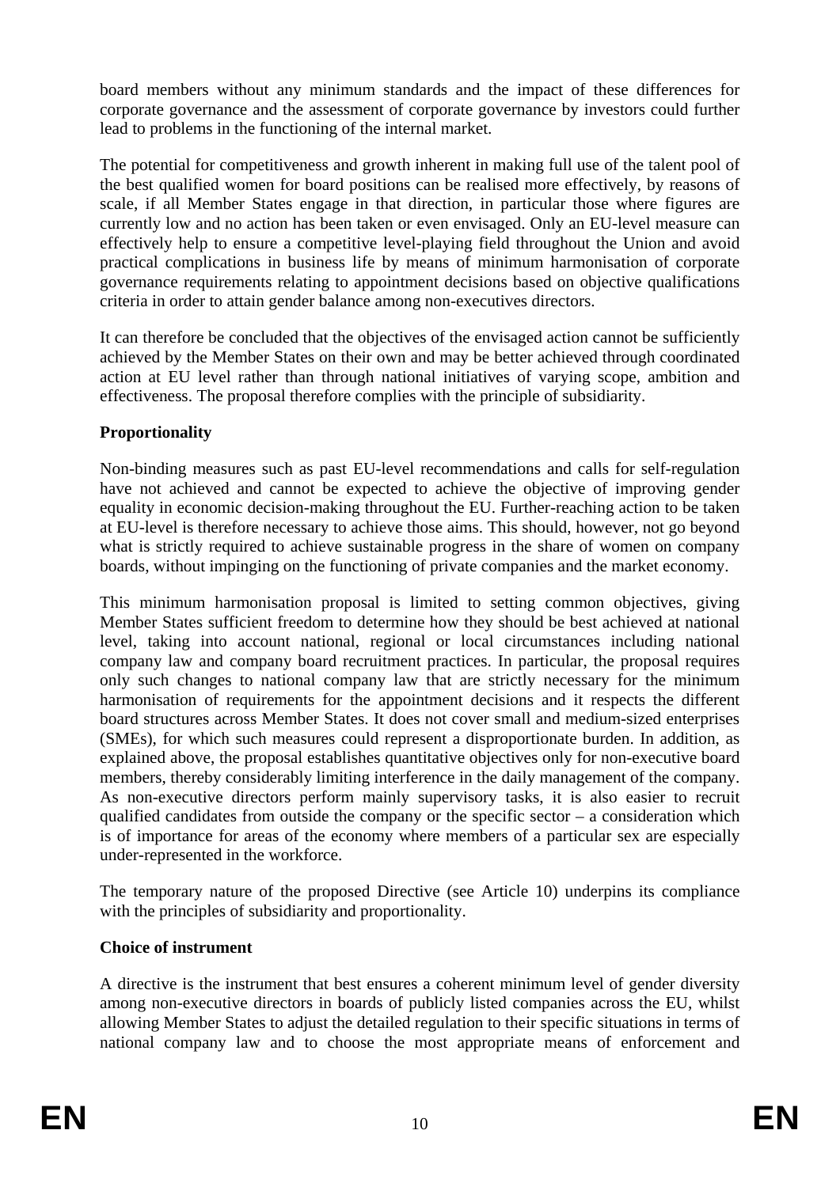board members without any minimum standards and the impact of these differences for corporate governance and the assessment of corporate governance by investors could further lead to problems in the functioning of the internal market.

The potential for competitiveness and growth inherent in making full use of the talent pool of the best qualified women for board positions can be realised more effectively, by reasons of scale, if all Member States engage in that direction, in particular those where figures are currently low and no action has been taken or even envisaged. Only an EU-level measure can effectively help to ensure a competitive level-playing field throughout the Union and avoid practical complications in business life by means of minimum harmonisation of corporate governance requirements relating to appointment decisions based on objective qualifications criteria in order to attain gender balance among non-executives directors.

It can therefore be concluded that the objectives of the envisaged action cannot be sufficiently achieved by the Member States on their own and may be better achieved through coordinated action at EU level rather than through national initiatives of varying scope, ambition and effectiveness. The proposal therefore complies with the principle of subsidiarity.

**Proportionality**

Non-binding measures such as past EU-level recommendations and calls for self-regulation have not achieved and cannot be expected to achieve the objective of improving gender equality in economic decision-making throughout the EU. Further-reaching action to be taken at EU-level is therefore necessary to achieve those aims. This should, however, not go beyond what is strictly required to achieve sustainable progress in the share of women on company boards, without impinging on the functioning of private companies and the market economy.

This minimum harmonisation proposal is limited to setting common objectives, giving Member States sufficient freedom to determine how they should be best achieved at national level, taking into account national, regional or local circumstances including national company law and company board recruitment practices. In particular, the proposal requires only such changes to national company law that are strictly necessary for the minimum harmonisation of requirements for the appointment decisions and it respects the different board structures across Member States. It does not cover small and medium-sized enterprises (SMEs), for which such measures could represent a disproportionate burden. In addition, as explained above, the proposal establishes quantitative objectives only for non-executive board members, thereby considerably limiting interference in the daily management of the company. As non-executive directors perform mainly supervisory tasks, it is also easier to recruit qualified candidates from outside the company or the specific sector – a consideration which is of importance for areas of the economy where members of a particular sex are especially under-represented in the workforce.

The temporary nature of the proposed Directive (see Article 10) underpins its compliance with the principles of subsidiarity and proportionality.

**Choice of instrument**

A directive is the instrument that best ensures a coherent minimum level of gender diversity among non-executive directors in boards of publicly listed companies across the EU, whilst allowing Member States to adjust the detailed regulation to their specific situations in terms of national company law and to choose the most appropriate means of enforcement and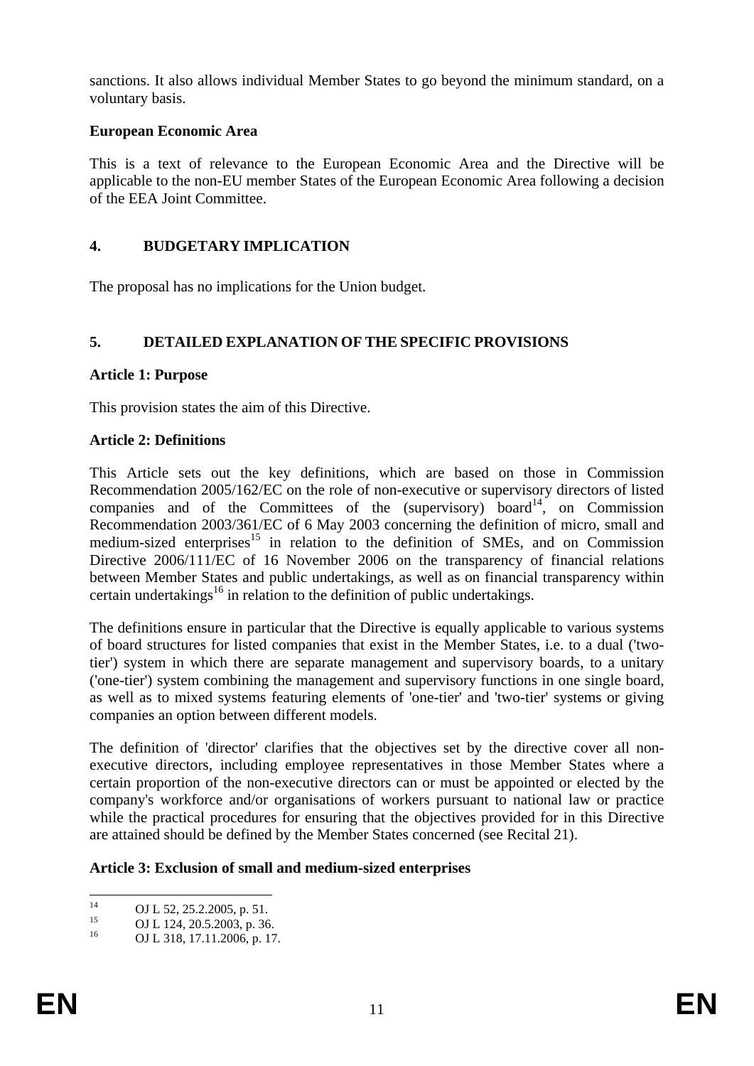sanctions. It also allows individual Member States to go beyond the minimum standard, on a voluntary basis.

**European Economic Area**

This is a text of relevance to the European Economic Area and the Directive will be applicable to the non-EU member States of the European Economic Area following a decision of the EEA Joint Committee.

## 4. BUDGETARY IMPLICATION

The proposal has no implications for the Union budget.

## 5. DETAILED EXPLANATION OF THE SPECIFIC PROVISIONS

**Article 1: Purpose**

This provision states the aim of this Directive.

**Article 2: Definitions**

This Article sets out the key definitions, which are based on those in Commission Recommendation 2005/162/EC on the role of non-executive or supervisory directors of listed companies and of the Committees of the (supervisory) board[14], on Commission Recommendation 2003/361/EC of 6 May 2003 concerning the definition of micro, small and medium-sized enterprises[15] in relation to the definition of SMEs, and on Commission Directive 2006/111/EC of 16 November 2006 on the transparency of financial relations between Member States and public undertakings, as well as on financial transparency within certain undertakings[16] in relation to the definition of public undertakings.

The definitions ensure in particular that the Directive is equally applicable to various systems of board structures for listed companies that exist in the Member States, i.e. to a dual ('two-tier') system in which there are separate management and supervisory boards, to a unitary ('one-tier') system combining the management and supervisory functions in one single board, as well as to mixed systems featuring elements of 'one-tier' and 'two-tier' systems or giving companies an option between different models.

The definition of 'director' clarifies that the objectives set by the directive cover all non-executive directors, including employee representatives in those Member States where a certain proportion of the non-executive directors can or must be appointed or elected by the company's workforce and/or organisations of workers pursuant to national law or practice while the practical procedures for ensuring that the objectives provided for in this Directive are attained should be defined by the Member States concerned (see Recital 21).

**Article 3: Exclusion of small and medium-sized enterprises**

---

[14] OJ L 52, 25.2.2005, p. 51.

[15] OJ L 124, 20.5.2003, p. 36.

[16] OJ L 318, 17.11.2006, p. 17.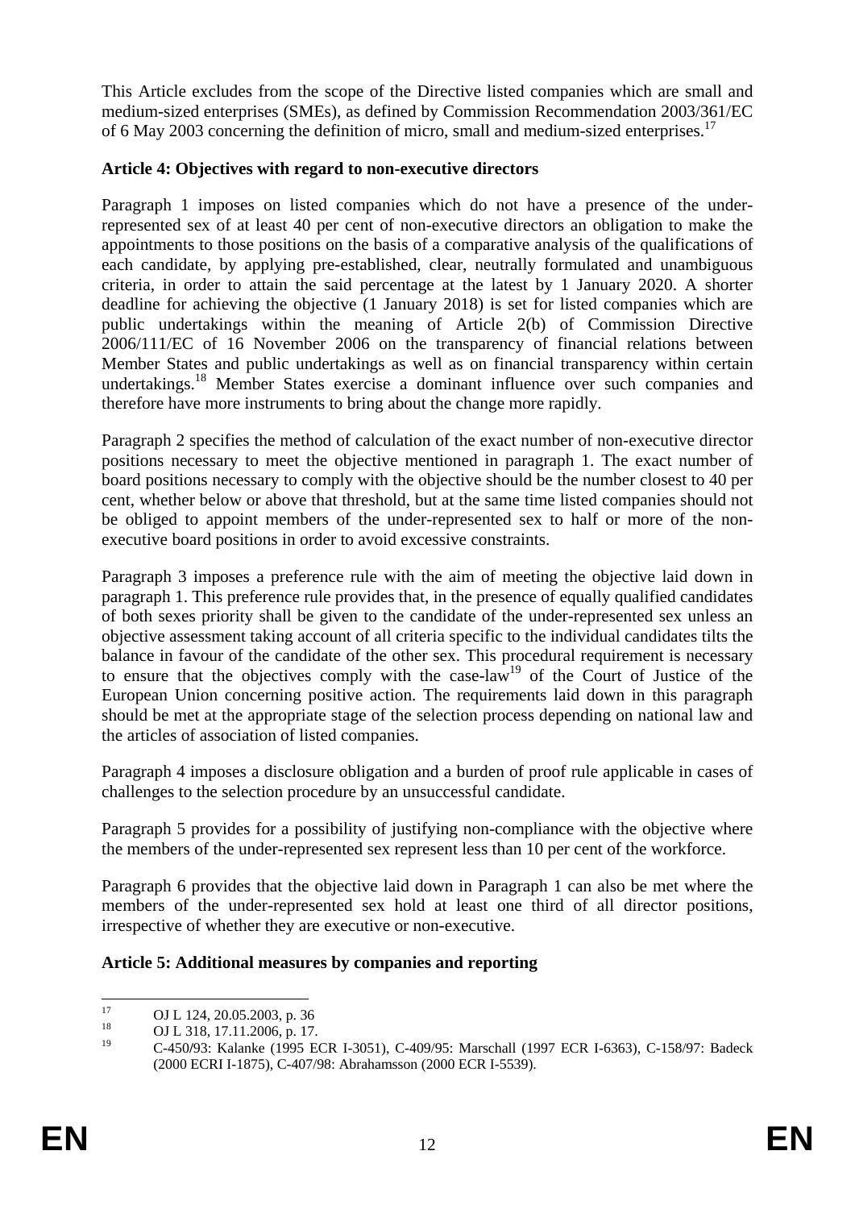This Article excludes from the scope of the Directive listed companies which are small and medium-sized enterprises (SMEs), as defined by Commission Recommendation 2003/361/EC of 6 May 2003 concerning the definition of micro, small and medium-sized enterprises.[17]

**Article 4: Objectives with regard to non-executive directors**

Paragraph 1 imposes on listed companies which do not have a presence of the under-represented sex of at least 40 per cent of non-executive directors an obligation to make the appointments to those positions on the basis of a comparative analysis of the qualifications of each candidate, by applying pre-established, clear, neutrally formulated and unambiguous criteria, in order to attain the said percentage at the latest by 1 January 2020. A shorter deadline for achieving the objective (1 January 2018) is set for listed companies which are public undertakings within the meaning of Article 2(b) of Commission Directive 2006/111/EC of 16 November 2006 on the transparency of financial relations between Member States and public undertakings as well as on financial transparency within certain undertakings.[18] Member States exercise a dominant influence over such companies and therefore have more instruments to bring about the change more rapidly.

Paragraph 2 specifies the method of calculation of the exact number of non-executive director positions necessary to meet the objective mentioned in paragraph 1. The exact number of board positions necessary to comply with the objective should be the number closest to 40 per cent, whether below or above that threshold, but at the same time listed companies should not be obliged to appoint members of the under-represented sex to half or more of the non-executive board positions in order to avoid excessive constraints.

Paragraph 3 imposes a preference rule with the aim of meeting the objective laid down in paragraph 1. This preference rule provides that, in the presence of equally qualified candidates of both sexes priority shall be given to the candidate of the under-represented sex unless an objective assessment taking account of all criteria specific to the individual candidates tilts the balance in favour of the candidate of the other sex. This procedural requirement is necessary to ensure that the objectives comply with the case-law[19] of the Court of Justice of the European Union concerning positive action. The requirements laid down in this paragraph should be met at the appropriate stage of the selection process depending on national law and the articles of association of listed companies.

Paragraph 4 imposes a disclosure obligation and a burden of proof rule applicable in cases of challenges to the selection procedure by an unsuccessful candidate.

Paragraph 5 provides for a possibility of justifying non-compliance with the objective where the members of the under-represented sex represent less than 10 per cent of the workforce.

Paragraph 6 provides that the objective laid down in Paragraph 1 can also be met where the members of the under-represented sex hold at least one third of all director positions, irrespective of whether they are executive or non-executive.

**Article 5: Additional measures by companies and reporting**

---

[17] OJ L 124, 20.05.2003, p. 36

[18] OJ L 318, 17.11.2006, p. 17.

[19] C-450/93: Kalanke (1995 ECR I-3051), C-409/95: Marschall (1997 ECR I-6363), C-158/97: Badeck (2000 ECRI I-1875), C-407/98: Abrahamsson (2000 ECR I-5539).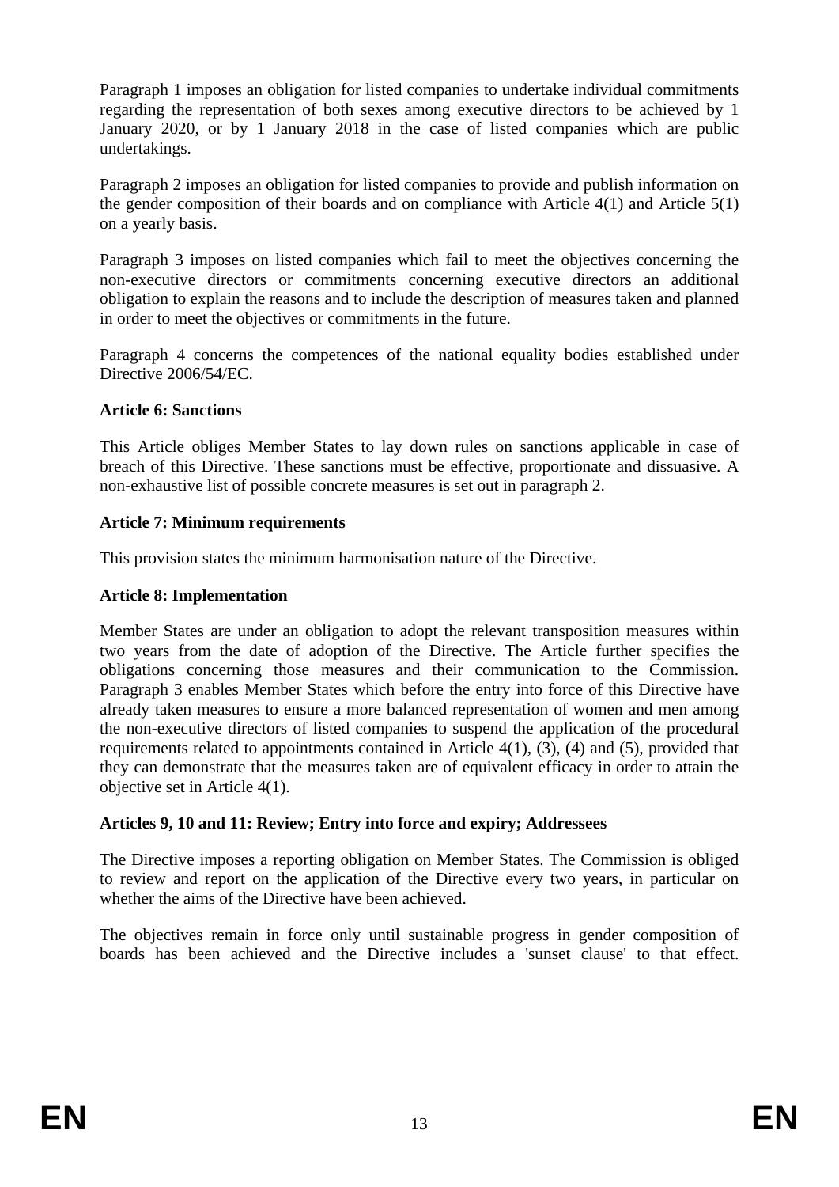Paragraph 1 imposes an obligation for listed companies to undertake individual commitments regarding the representation of both sexes among executive directors to be achieved by 1 January 2020, or by 1 January 2018 in the case of listed companies which are public undertakings.

Paragraph 2 imposes an obligation for listed companies to provide and publish information on the gender composition of their boards and on compliance with Article 4(1) and Article 5(1) on a yearly basis.

Paragraph 3 imposes on listed companies which fail to meet the objectives concerning the non-executive directors or commitments concerning executive directors an additional obligation to explain the reasons and to include the description of measures taken and planned in order to meet the objectives or commitments in the future.

Paragraph 4 concerns the competences of the national equality bodies established under Directive 2006/54/EC.

**Article 6: Sanctions**

This Article obliges Member States to lay down rules on sanctions applicable in case of breach of this Directive. These sanctions must be effective, proportionate and dissuasive. A non-exhaustive list of possible concrete measures is set out in paragraph 2.

**Article 7: Minimum requirements**

This provision states the minimum harmonisation nature of the Directive.

**Article 8: Implementation**

Member States are under an obligation to adopt the relevant transposition measures within two years from the date of adoption of the Directive. The Article further specifies the obligations concerning those measures and their communication to the Commission. Paragraph 3 enables Member States which before the entry into force of this Directive have already taken measures to ensure a more balanced representation of women and men among the non-executive directors of listed companies to suspend the application of the procedural requirements related to appointments contained in Article 4(1), (3), (4) and (5), provided that they can demonstrate that the measures taken are of equivalent efficacy in order to attain the objective set in Article 4(1).

**Articles 9, 10 and 11: Review; Entry into force and expiry; Addressees**

The Directive imposes a reporting obligation on Member States. The Commission is obliged to review and report on the application of the Directive every two years, in particular on whether the aims of the Directive have been achieved.

The objectives remain in force only until sustainable progress in gender composition of boards has been achieved and the Directive includes a 'sunset clause' to that effect.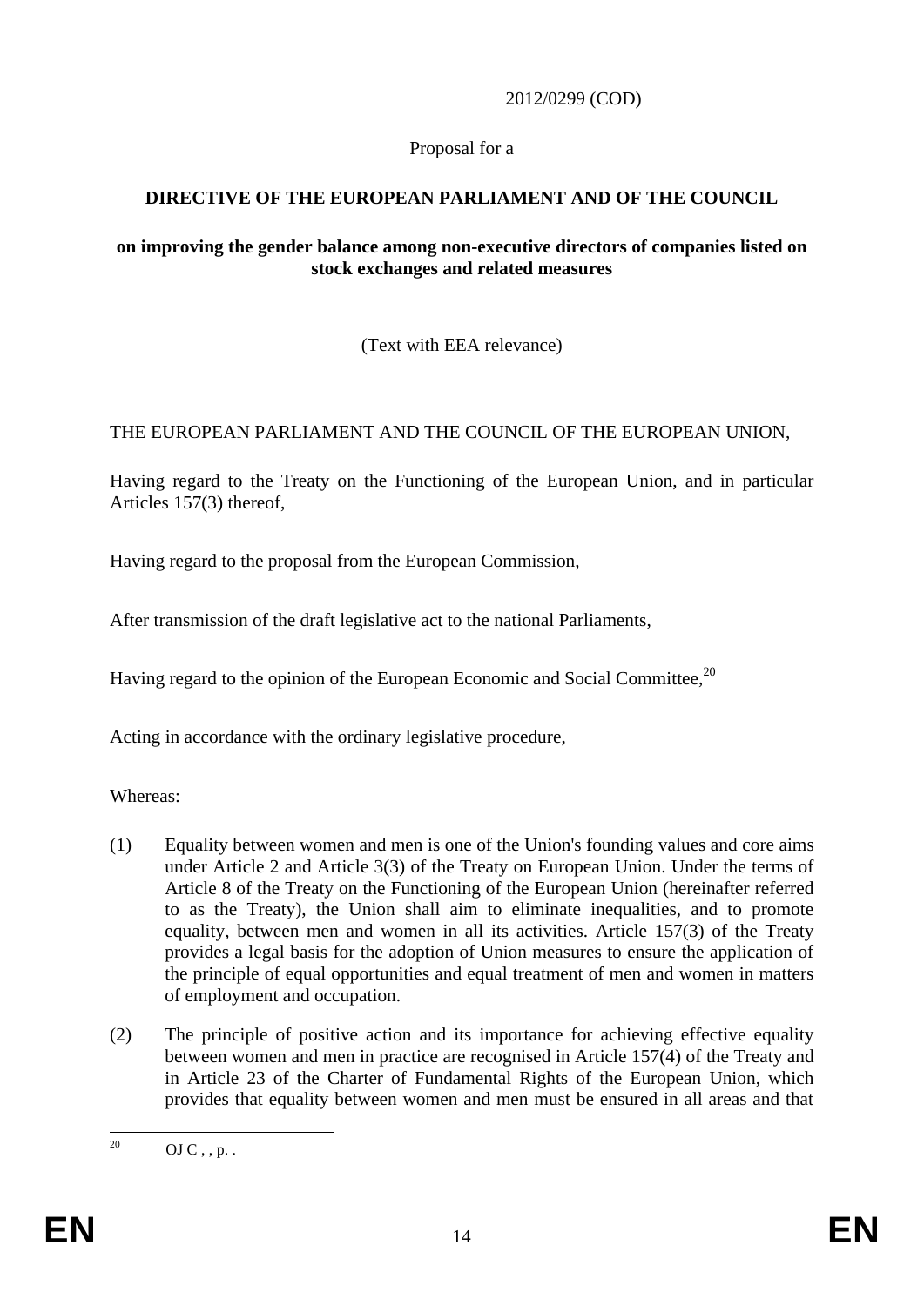2012/0299 (COD)

Proposal for a

**DIRECTIVE OF THE EUROPEAN PARLIAMENT AND OF THE COUNCIL**

**on improving the gender balance among non-executive directors of companies listed on stock exchanges and related measures**

(Text with EEA relevance)

THE EUROPEAN PARLIAMENT AND THE COUNCIL OF THE EUROPEAN UNION,

Having regard to the Treaty on the Functioning of the European Union, and in particular Articles 157(3) thereof,

Having regard to the proposal from the European Commission,

After transmission of the draft legislative act to the national Parliaments,

Having regard to the opinion of the European Economic and Social Committee,[20]

Acting in accordance with the ordinary legislative procedure,

Whereas:

(1) Equality between women and men is one of the Union's founding values and core aims under Article 2 and Article 3(3) of the Treaty on European Union. Under the terms of Article 8 of the Treaty on the Functioning of the European Union (hereinafter referred to as the Treaty), the Union shall aim to eliminate inequalities, and to promote equality, between men and women in all its activities. Article 157(3) of the Treaty provides a legal basis for the adoption of Union measures to ensure the application of the principle of equal opportunities and equal treatment of men and women in matters of employment and occupation.

(2) The principle of positive action and its importance for achieving effective equality between women and men in practice are recognised in Article 157(4) of the Treaty and in Article 23 of the Charter of Fundamental Rights of the European Union, which provides that equality between women and men must be ensured in all areas and that

---

[20] OJ C , , p. .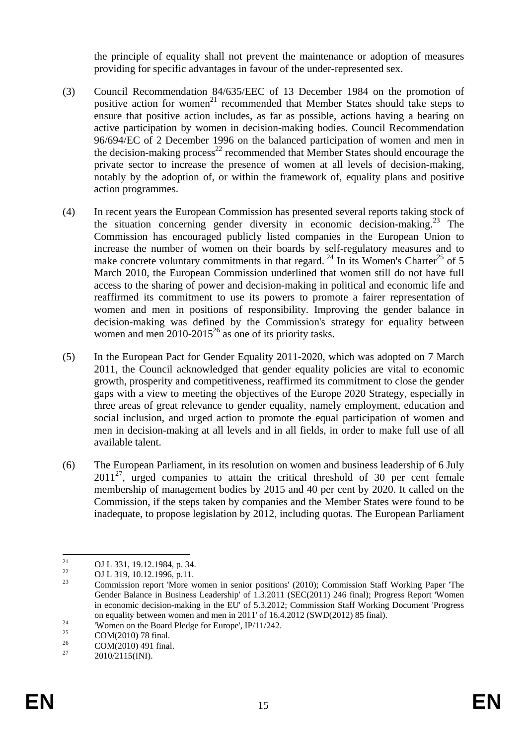the principle of equality shall not prevent the maintenance or adoption of measures providing for specific advantages in favour of the under-represented sex.

(3) Council Recommendation 84/635/EEC of 13 December 1984 on the promotion of positive action for women[21] recommended that Member States should take steps to ensure that positive action includes, as far as possible, actions having a bearing on active participation by women in decision-making bodies. Council Recommendation 96/694/EC of 2 December 1996 on the balanced participation of women and men in the decision-making process[22] recommended that Member States should encourage the private sector to increase the presence of women at all levels of decision-making, notably by the adoption of, or within the framework of, equality plans and positive action programmes.

(4) In recent years the European Commission has presented several reports taking stock of the situation concerning gender diversity in economic decision-making.[23] The Commission has encouraged publicly listed companies in the European Union to increase the number of women on their boards by self-regulatory measures and to make concrete voluntary commitments in that regard. [24] In its Women's Charter[25] of 5 March 2010, the European Commission underlined that women still do not have full access to the sharing of power and decision-making in political and economic life and reaffirmed its commitment to use its powers to promote a fairer representation of women and men in positions of responsibility. Improving the gender balance in decision-making was defined by the Commission's strategy for equality between women and men 2010-2015[26] as one of its priority tasks.

(5) In the European Pact for Gender Equality 2011-2020, which was adopted on 7 March 2011, the Council acknowledged that gender equality policies are vital to economic growth, prosperity and competitiveness, reaffirmed its commitment to close the gender gaps with a view to meeting the objectives of the Europe 2020 Strategy, especially in three areas of great relevance to gender equality, namely employment, education and social inclusion, and urged action to promote the equal participation of women and men in decision-making at all levels and in all fields, in order to make full use of all available talent.

(6) The European Parliament, in its resolution on women and business leadership of 6 July 2011[27], urged companies to attain the critical threshold of 30 per cent female membership of management bodies by 2015 and 40 per cent by 2020. It called on the Commission, if the steps taken by companies and the Member States were found to be inadequate, to propose legislation by 2012, including quotas. The European Parliament

---

[21] OJ L 331, 19.12.1984, p. 34.

[22] OJ L 319, 10.12.1996, p.11.

[23] Commission report 'More women in senior positions' (2010); Commission Staff Working Paper 'The Gender Balance in Business Leadership' of 1.3.2011 (SEC(2011) 246 final); Progress Report 'Women in economic decision-making in the EU' of 5.3.2012; Commission Staff Working Document 'Progress on equality between women and men in 2011' of 16.4.2012 (SWD(2012) 85 final).

[24] 'Women on the Board Pledge for Europe', IP/11/242.

[25] COM(2010) 78 final.

[26] COM(2010) 491 final.

[27] 2010/2115(INI).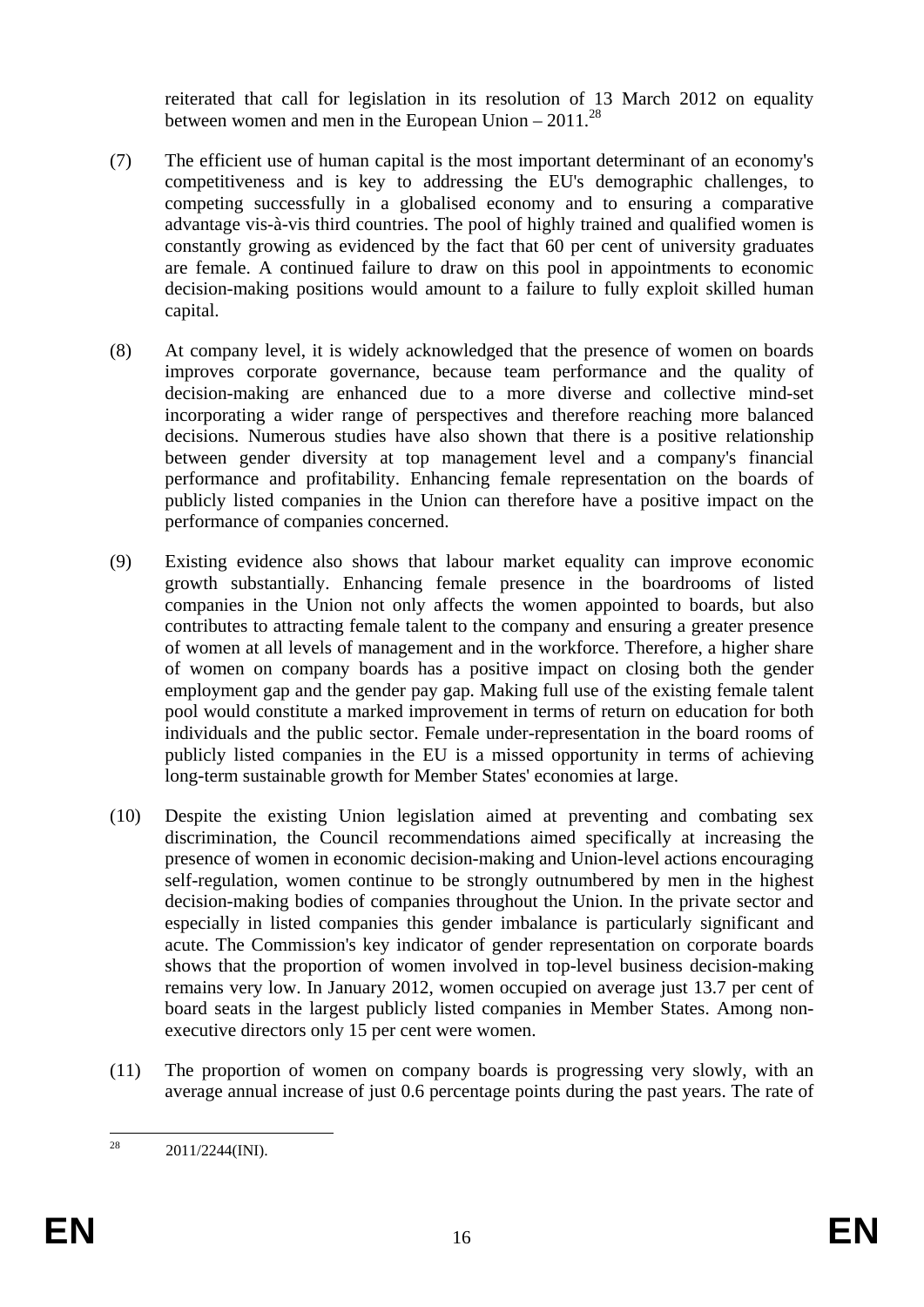reiterated that call for legislation in its resolution of 13 March 2012 on equality between women and men in the European Union – 2011.[28]

(7) The efficient use of human capital is the most important determinant of an economy's competitiveness and is key to addressing the EU's demographic challenges, to competing successfully in a globalised economy and to ensuring a comparative advantage vis-à-vis third countries. The pool of highly trained and qualified women is constantly growing as evidenced by the fact that 60 per cent of university graduates are female. A continued failure to draw on this pool in appointments to economic decision-making positions would amount to a failure to fully exploit skilled human capital.

(8) At company level, it is widely acknowledged that the presence of women on boards improves corporate governance, because team performance and the quality of decision-making are enhanced due to a more diverse and collective mind-set incorporating a wider range of perspectives and therefore reaching more balanced decisions. Numerous studies have also shown that there is a positive relationship between gender diversity at top management level and a company's financial performance and profitability. Enhancing female representation on the boards of publicly listed companies in the Union can therefore have a positive impact on the performance of companies concerned.

(9) Existing evidence also shows that labour market equality can improve economic growth substantially. Enhancing female presence in the boardrooms of listed companies in the Union not only affects the women appointed to boards, but also contributes to attracting female talent to the company and ensuring a greater presence of women at all levels of management and in the workforce. Therefore, a higher share of women on company boards has a positive impact on closing both the gender employment gap and the gender pay gap. Making full use of the existing female talent pool would constitute a marked improvement in terms of return on education for both individuals and the public sector. Female under-representation in the board rooms of publicly listed companies in the EU is a missed opportunity in terms of achieving long-term sustainable growth for Member States' economies at large.

(10) Despite the existing Union legislation aimed at preventing and combating sex discrimination, the Council recommendations aimed specifically at increasing the presence of women in economic decision-making and Union-level actions encouraging self-regulation, women continue to be strongly outnumbered by men in the highest decision-making bodies of companies throughout the Union. In the private sector and especially in listed companies this gender imbalance is particularly significant and acute. The Commission's key indicator of gender representation on corporate boards shows that the proportion of women involved in top-level business decision-making remains very low. In January 2012, women occupied on average just 13.7 per cent of board seats in the largest publicly listed companies in Member States. Among non-executive directors only 15 per cent were women.

(11) The proportion of women on company boards is progressing very slowly, with an average annual increase of just 0.6 percentage points during the past years. The rate of

[28] 2011/2244(INI).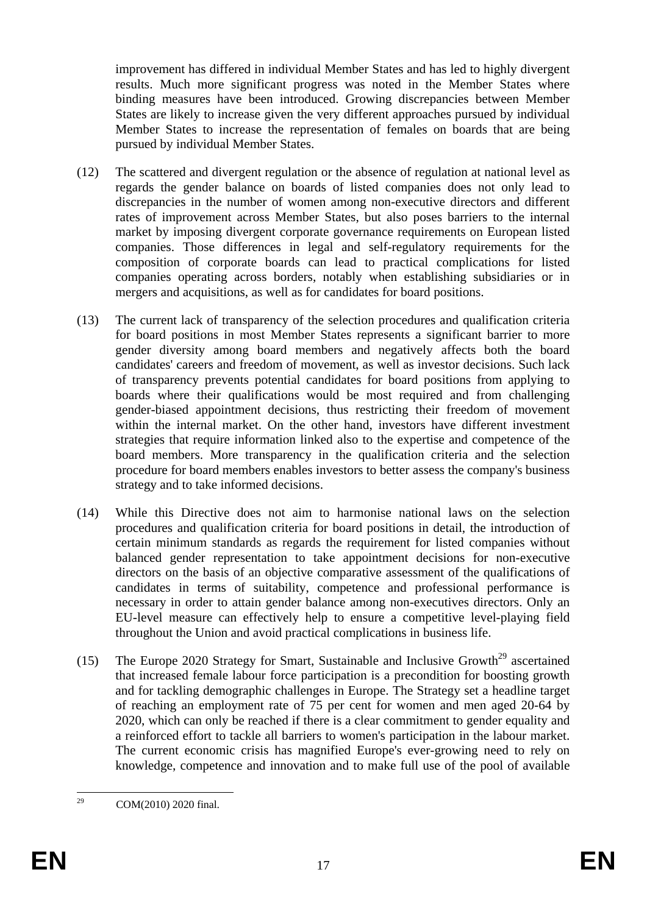improvement has differed in individual Member States and has led to highly divergent results. Much more significant progress was noted in the Member States where binding measures have been introduced. Growing discrepancies between Member States are likely to increase given the very different approaches pursued by individual Member States to increase the representation of females on boards that are being pursued by individual Member States.

(12) The scattered and divergent regulation or the absence of regulation at national level as regards the gender balance on boards of listed companies does not only lead to discrepancies in the number of women among non-executive directors and different rates of improvement across Member States, but also poses barriers to the internal market by imposing divergent corporate governance requirements on European listed companies. Those differences in legal and self-regulatory requirements for the composition of corporate boards can lead to practical complications for listed companies operating across borders, notably when establishing subsidiaries or in mergers and acquisitions, as well as for candidates for board positions.

(13) The current lack of transparency of the selection procedures and qualification criteria for board positions in most Member States represents a significant barrier to more gender diversity among board members and negatively affects both the board candidates' careers and freedom of movement, as well as investor decisions. Such lack of transparency prevents potential candidates for board positions from applying to boards where their qualifications would be most required and from challenging gender-biased appointment decisions, thus restricting their freedom of movement within the internal market. On the other hand, investors have different investment strategies that require information linked also to the expertise and competence of the board members. More transparency in the qualification criteria and the selection procedure for board members enables investors to better assess the company's business strategy and to take informed decisions.

(14) While this Directive does not aim to harmonise national laws on the selection procedures and qualification criteria for board positions in detail, the introduction of certain minimum standards as regards the requirement for listed companies without balanced gender representation to take appointment decisions for non-executive directors on the basis of an objective comparative assessment of the qualifications of candidates in terms of suitability, competence and professional performance is necessary in order to attain gender balance among non-executives directors. Only an EU-level measure can effectively help to ensure a competitive level-playing field throughout the Union and avoid practical complications in business life.

(15) The Europe 2020 Strategy for Smart, Sustainable and Inclusive Growth[29] ascertained that increased female labour force participation is a precondition for boosting growth and for tackling demographic challenges in Europe. The Strategy set a headline target of reaching an employment rate of 75 per cent for women and men aged 20-64 by 2020, which can only be reached if there is a clear commitment to gender equality and a reinforced effort to tackle all barriers to women's participation in the labour market. The current economic crisis has magnified Europe's ever-growing need to rely on knowledge, competence and innovation and to make full use of the pool of available

[29] COM(2010) 2020 final.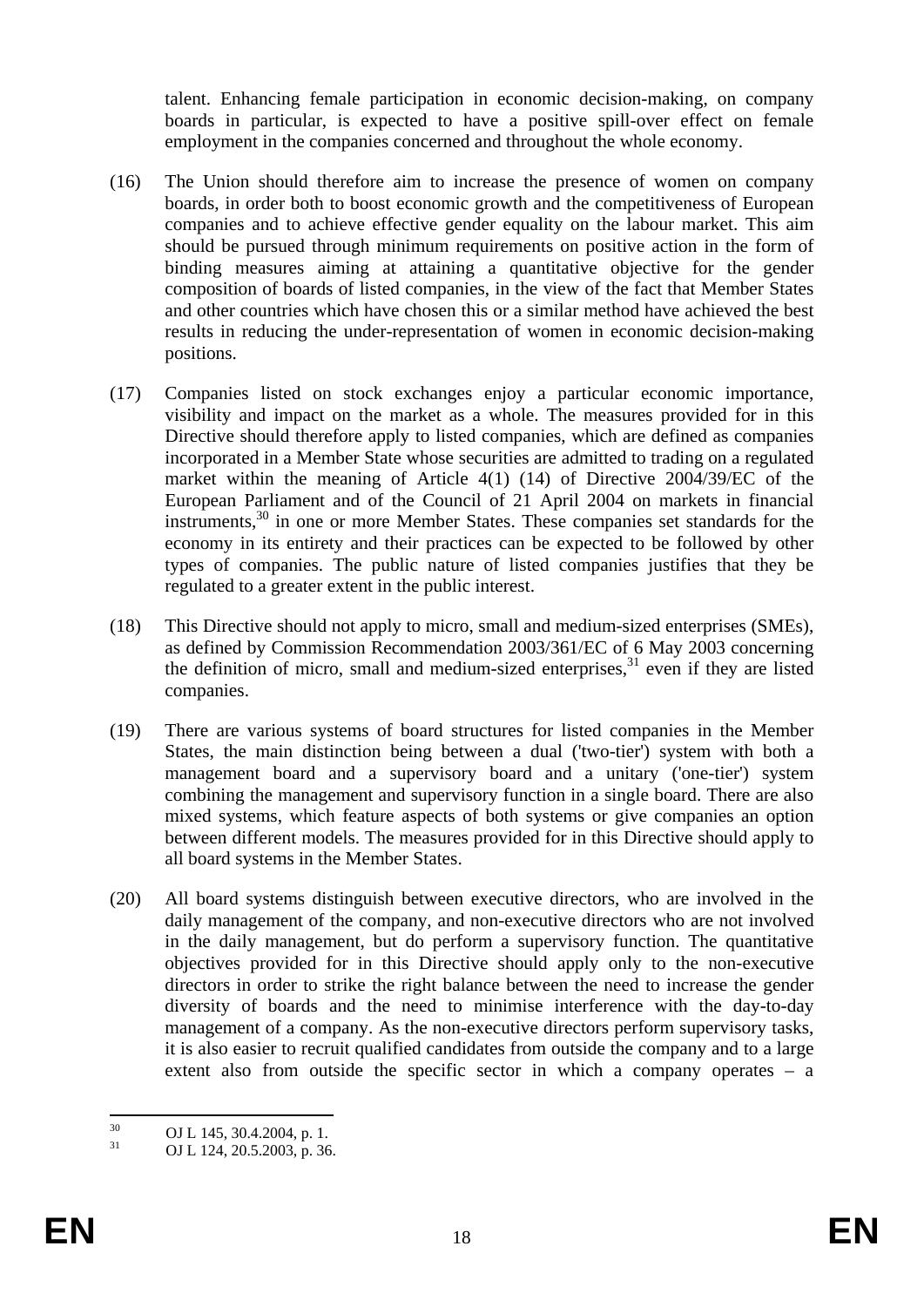talent. Enhancing female participation in economic decision-making, on company boards in particular, is expected to have a positive spill-over effect on female employment in the companies concerned and throughout the whole economy.

(16) The Union should therefore aim to increase the presence of women on company boards, in order both to boost economic growth and the competitiveness of European companies and to achieve effective gender equality on the labour market. This aim should be pursued through minimum requirements on positive action in the form of binding measures aiming at attaining a quantitative objective for the gender composition of boards of listed companies, in the view of the fact that Member States and other countries which have chosen this or a similar method have achieved the best results in reducing the under-representation of women in economic decision-making positions.

(17) Companies listed on stock exchanges enjoy a particular economic importance, visibility and impact on the market as a whole. The measures provided for in this Directive should therefore apply to listed companies, which are defined as companies incorporated in a Member State whose securities are admitted to trading on a regulated market within the meaning of Article 4(1) (14) of Directive 2004/39/EC of the European Parliament and of the Council of 21 April 2004 on markets in financial instruments,[30] in one or more Member States. These companies set standards for the economy in its entirety and their practices can be expected to be followed by other types of companies. The public nature of listed companies justifies that they be regulated to a greater extent in the public interest.

(18) This Directive should not apply to micro, small and medium-sized enterprises (SMEs), as defined by Commission Recommendation 2003/361/EC of 6 May 2003 concerning the definition of micro, small and medium-sized enterprises,[31] even if they are listed companies.

(19) There are various systems of board structures for listed companies in the Member States, the main distinction being between a dual ('two-tier') system with both a management board and a supervisory board and a unitary ('one-tier') system combining the management and supervisory function in a single board. There are also mixed systems, which feature aspects of both systems or give companies an option between different models. The measures provided for in this Directive should apply to all board systems in the Member States.

(20) All board systems distinguish between executive directors, who are involved in the daily management of the company, and non-executive directors who are not involved in the daily management, but do perform a supervisory function. The quantitative objectives provided for in this Directive should apply only to the non-executive directors in order to strike the right balance between the need to increase the gender diversity of boards and the need to minimise interference with the day-to-day management of a company. As the non-executive directors perform supervisory tasks, it is also easier to recruit qualified candidates from outside the company and to a large extent also from outside the specific sector in which a company operates – a

[30] OJ L 145, 30.4.2004, p. 1.
[31] OJ L 124, 20.5.2003, p. 36.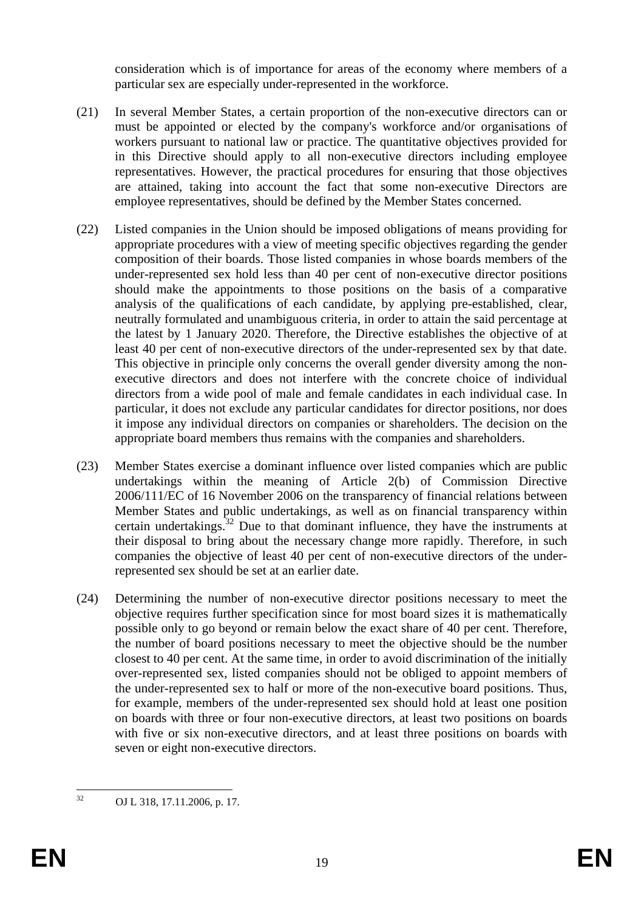consideration which is of importance for areas of the economy where members of a particular sex are especially under-represented in the workforce.

(21) In several Member States, a certain proportion of the non-executive directors can or must be appointed or elected by the company's workforce and/or organisations of workers pursuant to national law or practice. The quantitative objectives provided for in this Directive should apply to all non-executive directors including employee representatives. However, the practical procedures for ensuring that those objectives are attained, taking into account the fact that some non-executive Directors are employee representatives, should be defined by the Member States concerned.

(22) Listed companies in the Union should be imposed obligations of means providing for appropriate procedures with a view of meeting specific objectives regarding the gender composition of their boards. Those listed companies in whose boards members of the under-represented sex hold less than 40 per cent of non-executive director positions should make the appointments to those positions on the basis of a comparative analysis of the qualifications of each candidate, by applying pre-established, clear, neutrally formulated and unambiguous criteria, in order to attain the said percentage at the latest by 1 January 2020. Therefore, the Directive establishes the objective of at least 40 per cent of non-executive directors of the under-represented sex by that date. This objective in principle only concerns the overall gender diversity among the non-executive directors and does not interfere with the concrete choice of individual directors from a wide pool of male and female candidates in each individual case. In particular, it does not exclude any particular candidates for director positions, nor does it impose any individual directors on companies or shareholders. The decision on the appropriate board members thus remains with the companies and shareholders.

(23) Member States exercise a dominant influence over listed companies which are public undertakings within the meaning of Article 2(b) of Commission Directive 2006/111/EC of 16 November 2006 on the transparency of financial relations between Member States and public undertakings, as well as on financial transparency within certain undertakings.[32] Due to that dominant influence, they have the instruments at their disposal to bring about the necessary change more rapidly. Therefore, in such companies the objective of least 40 per cent of non-executive directors of the under-represented sex should be set at an earlier date.

(24) Determining the number of non-executive director positions necessary to meet the objective requires further specification since for most board sizes it is mathematically possible only to go beyond or remain below the exact share of 40 per cent. Therefore, the number of board positions necessary to meet the objective should be the number closest to 40 per cent. At the same time, in order to avoid discrimination of the initially over-represented sex, listed companies should not be obliged to appoint members of the under-represented sex to half or more of the non-executive board positions. Thus, for example, members of the under-represented sex should hold at least one position on boards with three or four non-executive directors, at least two positions on boards with five or six non-executive directors, and at least three positions on boards with seven or eight non-executive directors.

[32] OJ L 318, 17.11.2006, p. 17.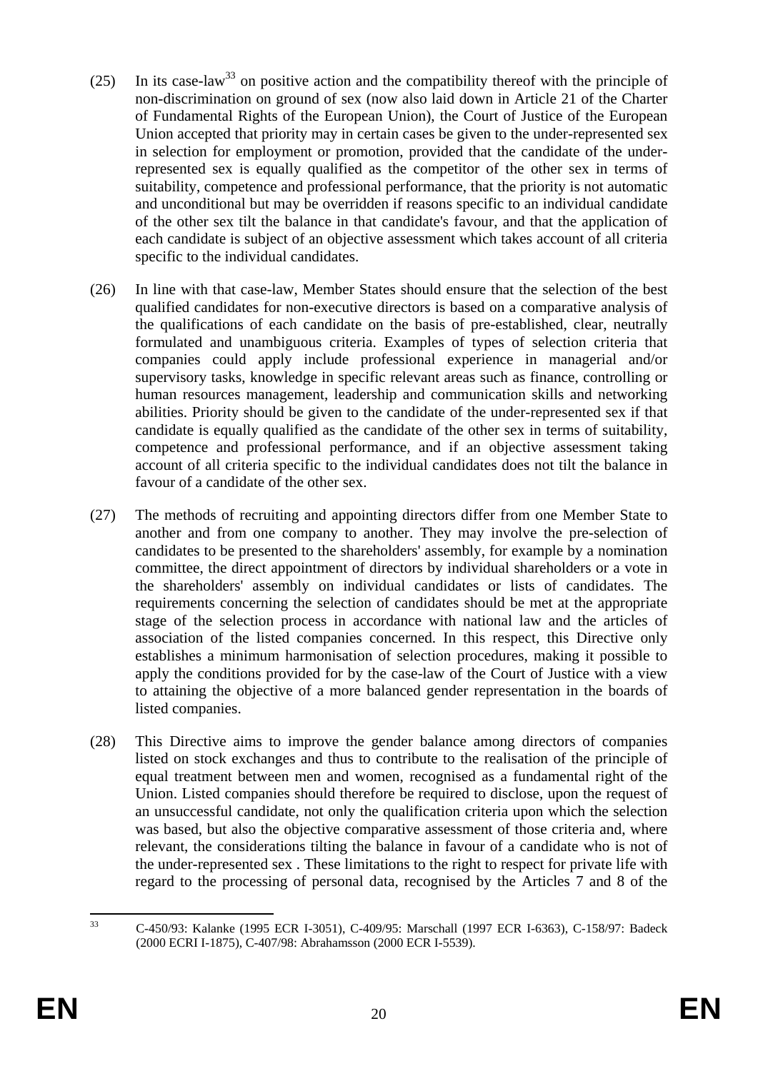(25) In its case-law[33] on positive action and the compatibility thereof with the principle of non-discrimination on ground of sex (now also laid down in Article 21 of the Charter of Fundamental Rights of the European Union), the Court of Justice of the European Union accepted that priority may in certain cases be given to the under-represented sex in selection for employment or promotion, provided that the candidate of the under-represented sex is equally qualified as the competitor of the other sex in terms of suitability, competence and professional performance, that the priority is not automatic and unconditional but may be overridden if reasons specific to an individual candidate of the other sex tilt the balance in that candidate's favour, and that the application of each candidate is subject of an objective assessment which takes account of all criteria specific to the individual candidates.

(26) In line with that case-law, Member States should ensure that the selection of the best qualified candidates for non-executive directors is based on a comparative analysis of the qualifications of each candidate on the basis of pre-established, clear, neutrally formulated and unambiguous criteria. Examples of types of selection criteria that companies could apply include professional experience in managerial and/or supervisory tasks, knowledge in specific relevant areas such as finance, controlling or human resources management, leadership and communication skills and networking abilities. Priority should be given to the candidate of the under-represented sex if that candidate is equally qualified as the candidate of the other sex in terms of suitability, competence and professional performance, and if an objective assessment taking account of all criteria specific to the individual candidates does not tilt the balance in favour of a candidate of the other sex.

(27) The methods of recruiting and appointing directors differ from one Member State to another and from one company to another. They may involve the pre-selection of candidates to be presented to the shareholders' assembly, for example by a nomination committee, the direct appointment of directors by individual shareholders or a vote in the shareholders' assembly on individual candidates or lists of candidates. The requirements concerning the selection of candidates should be met at the appropriate stage of the selection process in accordance with national law and the articles of association of the listed companies concerned. In this respect, this Directive only establishes a minimum harmonisation of selection procedures, making it possible to apply the conditions provided for by the case-law of the Court of Justice with a view to attaining the objective of a more balanced gender representation in the boards of listed companies.

(28) This Directive aims to improve the gender balance among directors of companies listed on stock exchanges and thus to contribute to the realisation of the principle of equal treatment between men and women, recognised as a fundamental right of the Union. Listed companies should therefore be required to disclose, upon the request of an unsuccessful candidate, not only the qualification criteria upon which the selection was based, but also the objective comparative assessment of those criteria and, where relevant, the considerations tilting the balance in favour of a candidate who is not of the under-represented sex . These limitations to the right to respect for private life with regard to the processing of personal data, recognised by the Articles 7 and 8 of the

---

[33] C-450/93: Kalanke (1995 ECR I-3051), C-409/95: Marschall (1997 ECR I-6363), C-158/97: Badeck (2000 ECRI I-1875), C-407/98: Abrahamsson (2000 ECR I-5539).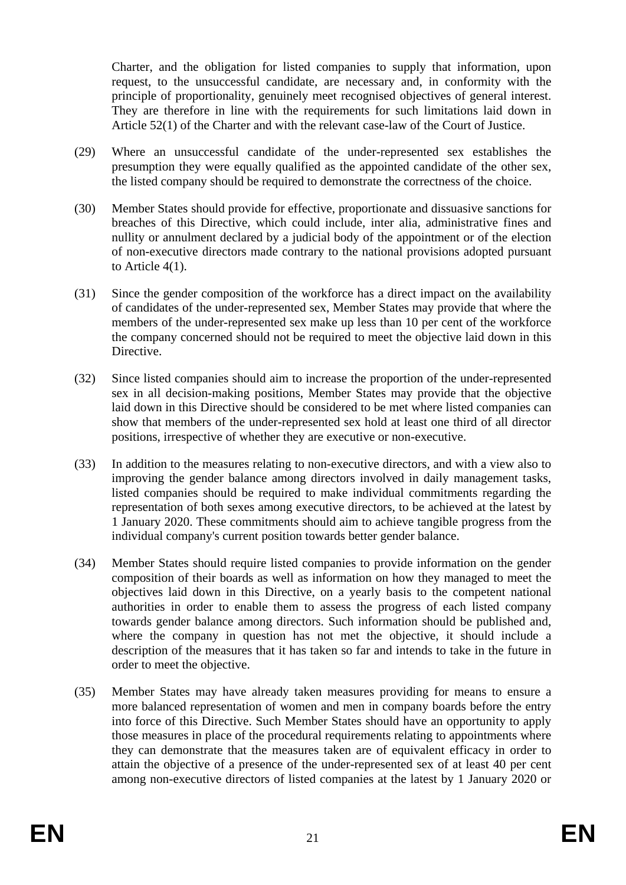Charter, and the obligation for listed companies to supply that information, upon request, to the unsuccessful candidate, are necessary and, in conformity with the principle of proportionality, genuinely meet recognised objectives of general interest. They are therefore in line with the requirements for such limitations laid down in Article 52(1) of the Charter and with the relevant case-law of the Court of Justice.

(29) Where an unsuccessful candidate of the under-represented sex establishes the presumption they were equally qualified as the appointed candidate of the other sex, the listed company should be required to demonstrate the correctness of the choice.

(30) Member States should provide for effective, proportionate and dissuasive sanctions for breaches of this Directive, which could include, inter alia, administrative fines and nullity or annulment declared by a judicial body of the appointment or of the election of non-executive directors made contrary to the national provisions adopted pursuant to Article 4(1).

(31) Since the gender composition of the workforce has a direct impact on the availability of candidates of the under-represented sex, Member States may provide that where the members of the under-represented sex make up less than 10 per cent of the workforce the company concerned should not be required to meet the objective laid down in this Directive.

(32) Since listed companies should aim to increase the proportion of the under-represented sex in all decision-making positions, Member States may provide that the objective laid down in this Directive should be considered to be met where listed companies can show that members of the under-represented sex hold at least one third of all director positions, irrespective of whether they are executive or non-executive.

(33) In addition to the measures relating to non-executive directors, and with a view also to improving the gender balance among directors involved in daily management tasks, listed companies should be required to make individual commitments regarding the representation of both sexes among executive directors, to be achieved at the latest by 1 January 2020. These commitments should aim to achieve tangible progress from the individual company's current position towards better gender balance.

(34) Member States should require listed companies to provide information on the gender composition of their boards as well as information on how they managed to meet the objectives laid down in this Directive, on a yearly basis to the competent national authorities in order to enable them to assess the progress of each listed company towards gender balance among directors. Such information should be published and, where the company in question has not met the objective, it should include a description of the measures that it has taken so far and intends to take in the future in order to meet the objective.

(35) Member States may have already taken measures providing for means to ensure a more balanced representation of women and men in company boards before the entry into force of this Directive. Such Member States should have an opportunity to apply those measures in place of the procedural requirements relating to appointments where they can demonstrate that the measures taken are of equivalent efficacy in order to attain the objective of a presence of the under-represented sex of at least 40 per cent among non-executive directors of listed companies at the latest by 1 January 2020 or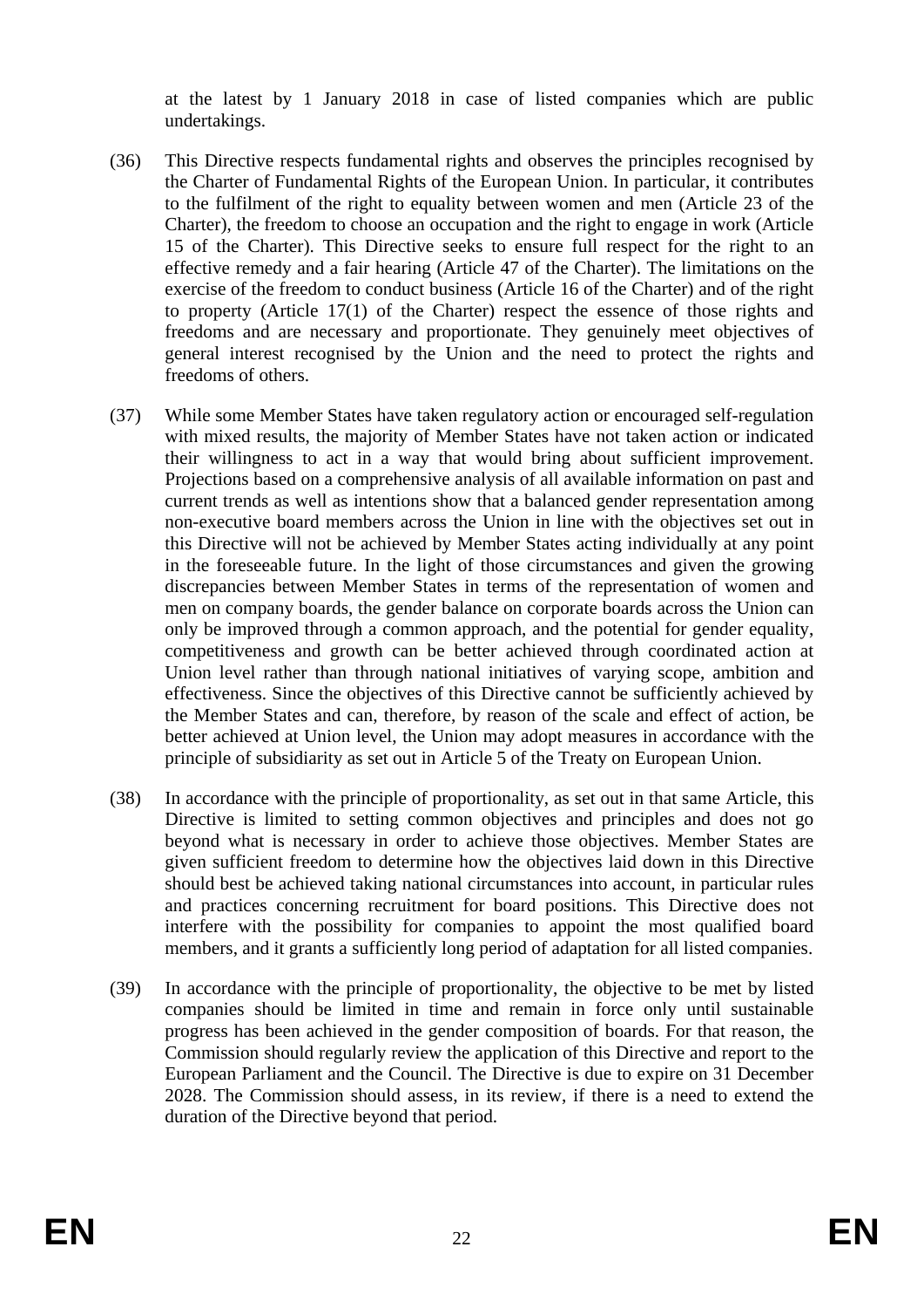at the latest by 1 January 2018 in case of listed companies which are public undertakings.

(36) This Directive respects fundamental rights and observes the principles recognised by the Charter of Fundamental Rights of the European Union. In particular, it contributes to the fulfilment of the right to equality between women and men (Article 23 of the Charter), the freedom to choose an occupation and the right to engage in work (Article 15 of the Charter). This Directive seeks to ensure full respect for the right to an effective remedy and a fair hearing (Article 47 of the Charter). The limitations on the exercise of the freedom to conduct business (Article 16 of the Charter) and of the right to property (Article 17(1) of the Charter) respect the essence of those rights and freedoms and are necessary and proportionate. They genuinely meet objectives of general interest recognised by the Union and the need to protect the rights and freedoms of others.

(37) While some Member States have taken regulatory action or encouraged self-regulation with mixed results, the majority of Member States have not taken action or indicated their willingness to act in a way that would bring about sufficient improvement. Projections based on a comprehensive analysis of all available information on past and current trends as well as intentions show that a balanced gender representation among non-executive board members across the Union in line with the objectives set out in this Directive will not be achieved by Member States acting individually at any point in the foreseeable future. In the light of those circumstances and given the growing discrepancies between Member States in terms of the representation of women and men on company boards, the gender balance on corporate boards across the Union can only be improved through a common approach, and the potential for gender equality, competitiveness and growth can be better achieved through coordinated action at Union level rather than through national initiatives of varying scope, ambition and effectiveness. Since the objectives of this Directive cannot be sufficiently achieved by the Member States and can, therefore, by reason of the scale and effect of action, be better achieved at Union level, the Union may adopt measures in accordance with the principle of subsidiarity as set out in Article 5 of the Treaty on European Union.

(38) In accordance with the principle of proportionality, as set out in that same Article, this Directive is limited to setting common objectives and principles and does not go beyond what is necessary in order to achieve those objectives. Member States are given sufficient freedom to determine how the objectives laid down in this Directive should best be achieved taking national circumstances into account, in particular rules and practices concerning recruitment for board positions. This Directive does not interfere with the possibility for companies to appoint the most qualified board members, and it grants a sufficiently long period of adaptation for all listed companies.

(39) In accordance with the principle of proportionality, the objective to be met by listed companies should be limited in time and remain in force only until sustainable progress has been achieved in the gender composition of boards. For that reason, the Commission should regularly review the application of this Directive and report to the European Parliament and the Council. The Directive is due to expire on 31 December 2028. The Commission should assess, in its review, if there is a need to extend the duration of the Directive beyond that period.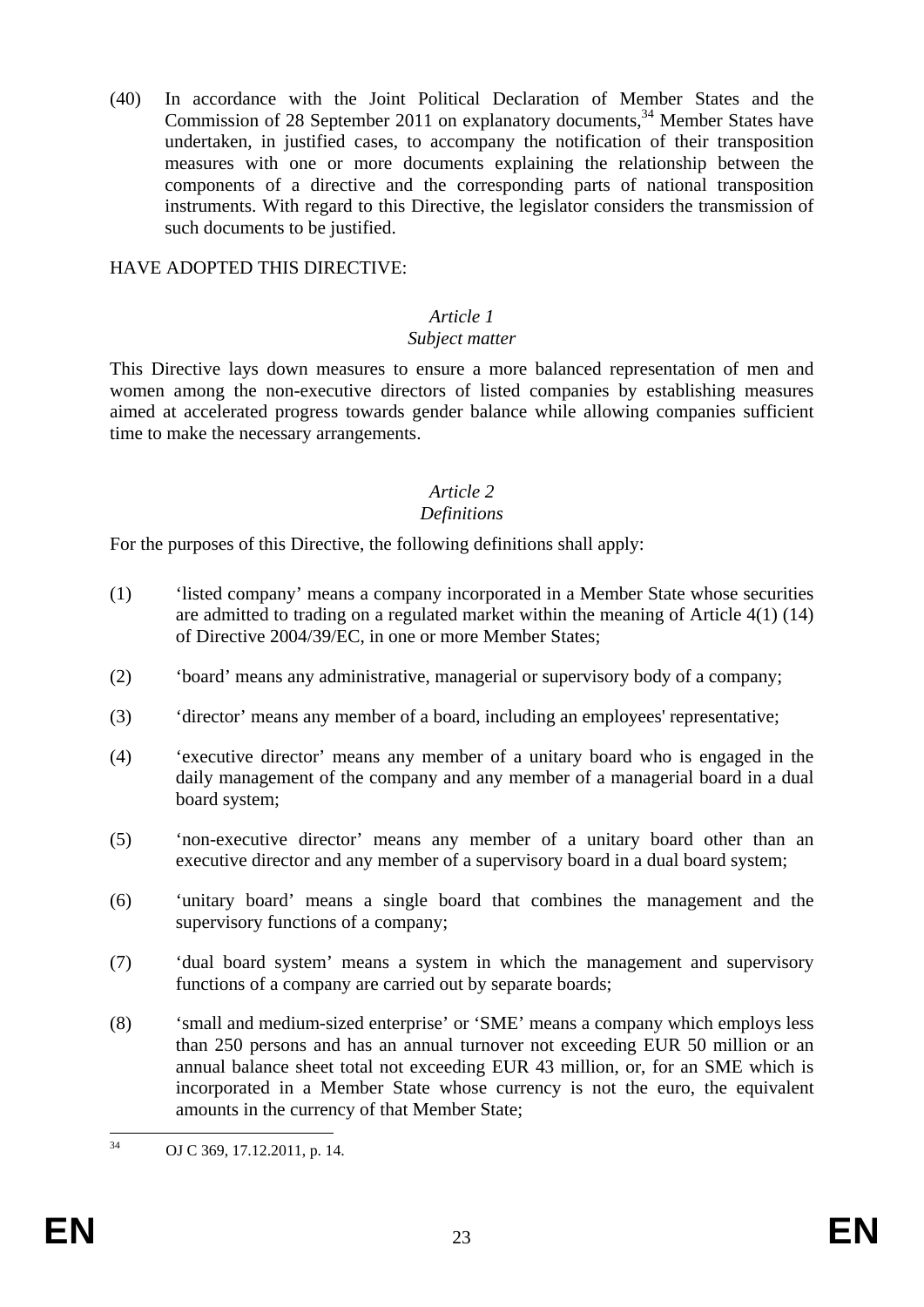(40) In accordance with the Joint Political Declaration of Member States and the Commission of 28 September 2011 on explanatory documents,[34] Member States have undertaken, in justified cases, to accompany the notification of their transposition measures with one or more documents explaining the relationship between the components of a directive and the corresponding parts of national transposition instruments. With regard to this Directive, the legislator considers the transmission of such documents to be justified.

HAVE ADOPTED THIS DIRECTIVE:

*Article 1*
*Subject matter*

This Directive lays down measures to ensure a more balanced representation of men and women among the non-executive directors of listed companies by establishing measures aimed at accelerated progress towards gender balance while allowing companies sufficient time to make the necessary arrangements.

*Article 2*
*Definitions*

For the purposes of this Directive, the following definitions shall apply:

(1) 'listed company' means a company incorporated in a Member State whose securities are admitted to trading on a regulated market within the meaning of Article 4(1) (14) of Directive 2004/39/EC, in one or more Member States;

(2) 'board' means any administrative, managerial or supervisory body of a company;

(3) 'director' means any member of a board, including an employees' representative;

(4) 'executive director' means any member of a unitary board who is engaged in the daily management of the company and any member of a managerial board in a dual board system;

(5) 'non-executive director' means any member of a unitary board other than an executive director and any member of a supervisory board in a dual board system;

(6) 'unitary board' means a single board that combines the management and the supervisory functions of a company;

(7) 'dual board system' means a system in which the management and supervisory functions of a company are carried out by separate boards;

(8) 'small and medium-sized enterprise' or 'SME' means a company which employs less than 250 persons and has an annual turnover not exceeding EUR 50 million or an annual balance sheet total not exceeding EUR 43 million, or, for an SME which is incorporated in a Member State whose currency is not the euro, the equivalent amounts in the currency of that Member State;

[34] OJ C 369, 17.12.2011, p. 14.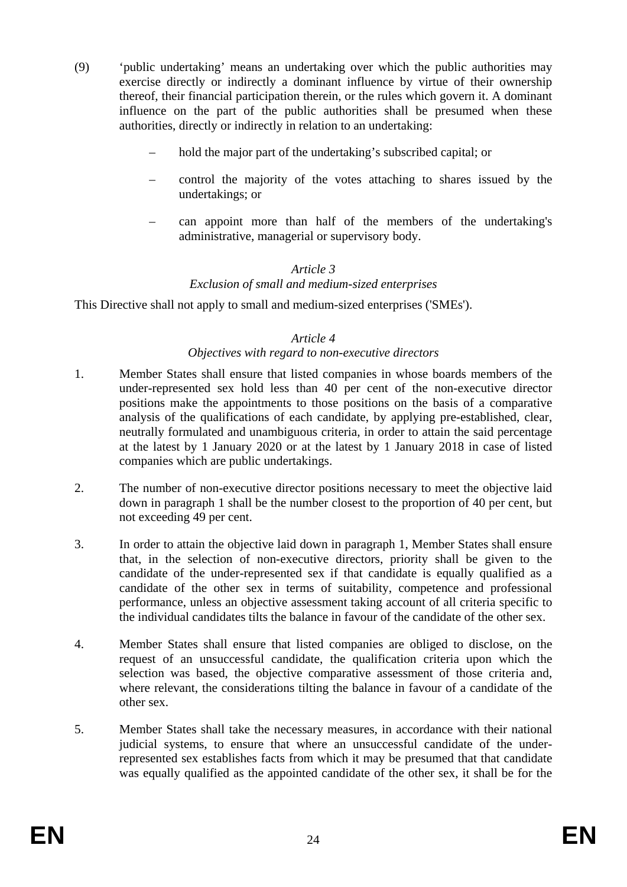(9) 'public undertaking' means an undertaking over which the public authorities may exercise directly or indirectly a dominant influence by virtue of their ownership thereof, their financial participation therein, or the rules which govern it. A dominant influence on the part of the public authorities shall be presumed when these authorities, directly or indirectly in relation to an undertaking:

- hold the major part of the undertaking's subscribed capital; or
- control the majority of the votes attaching to shares issued by the undertakings; or
- can appoint more than half of the members of the undertaking's administrative, managerial or supervisory body.

*Article 3*

*Exclusion of small and medium-sized enterprises*

This Directive shall not apply to small and medium-sized enterprises ('SMEs').

*Article 4*

*Objectives with regard to non-executive directors*

1. Member States shall ensure that listed companies in whose boards members of the under-represented sex hold less than 40 per cent of the non-executive director positions make the appointments to those positions on the basis of a comparative analysis of the qualifications of each candidate, by applying pre-established, clear, neutrally formulated and unambiguous criteria, in order to attain the said percentage at the latest by 1 January 2020 or at the latest by 1 January 2018 in case of listed companies which are public undertakings.

2. The number of non-executive director positions necessary to meet the objective laid down in paragraph 1 shall be the number closest to the proportion of 40 per cent, but not exceeding 49 per cent.

3. In order to attain the objective laid down in paragraph 1, Member States shall ensure that, in the selection of non-executive directors, priority shall be given to the candidate of the under-represented sex if that candidate is equally qualified as a candidate of the other sex in terms of suitability, competence and professional performance, unless an objective assessment taking account of all criteria specific to the individual candidates tilts the balance in favour of the candidate of the other sex.

4. Member States shall ensure that listed companies are obliged to disclose, on the request of an unsuccessful candidate, the qualification criteria upon which the selection was based, the objective comparative assessment of those criteria and, where relevant, the considerations tilting the balance in favour of a candidate of the other sex.

5. Member States shall take the necessary measures, in accordance with their national judicial systems, to ensure that where an unsuccessful candidate of the under-represented sex establishes facts from which it may be presumed that that candidate was equally qualified as the appointed candidate of the other sex, it shall be for the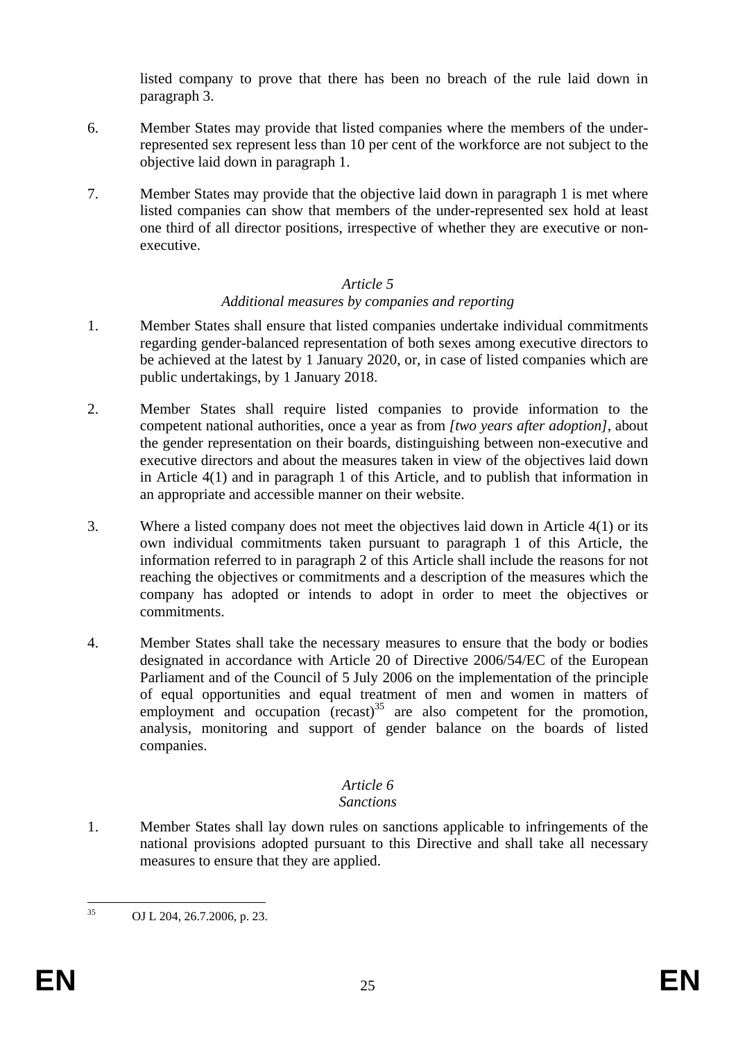listed company to prove that there has been no breach of the rule laid down in paragraph 3.

6. Member States may provide that listed companies where the members of the under-represented sex represent less than 10 per cent of the workforce are not subject to the objective laid down in paragraph 1.

7. Member States may provide that the objective laid down in paragraph 1 is met where listed companies can show that members of the under-represented sex hold at least one third of all director positions, irrespective of whether they are executive or non-executive.

*Article 5*

*Additional measures by companies and reporting*

1. Member States shall ensure that listed companies undertake individual commitments regarding gender-balanced representation of both sexes among executive directors to be achieved at the latest by 1 January 2020, or, in case of listed companies which are public undertakings, by 1 January 2018.

2. Member States shall require listed companies to provide information to the competent national authorities, once a year as from *[two years after adoption]*, about the gender representation on their boards, distinguishing between non-executive and executive directors and about the measures taken in view of the objectives laid down in Article 4(1) and in paragraph 1 of this Article, and to publish that information in an appropriate and accessible manner on their website.

3. Where a listed company does not meet the objectives laid down in Article 4(1) or its own individual commitments taken pursuant to paragraph 1 of this Article, the information referred to in paragraph 2 of this Article shall include the reasons for not reaching the objectives or commitments and a description of the measures which the company has adopted or intends to adopt in order to meet the objectives or commitments.

4. Member States shall take the necessary measures to ensure that the body or bodies designated in accordance with Article 20 of Directive 2006/54/EC of the European Parliament and of the Council of 5 July 2006 on the implementation of the principle of equal opportunities and equal treatment of men and women in matters of employment and occupation (recast)[35] are also competent for the promotion, analysis, monitoring and support of gender balance on the boards of listed companies.

*Article 6*

*Sanctions*

1. Member States shall lay down rules on sanctions applicable to infringements of the national provisions adopted pursuant to this Directive and shall take all necessary measures to ensure that they are applied.

---

[35] OJ L 204, 26.7.2006, p. 23.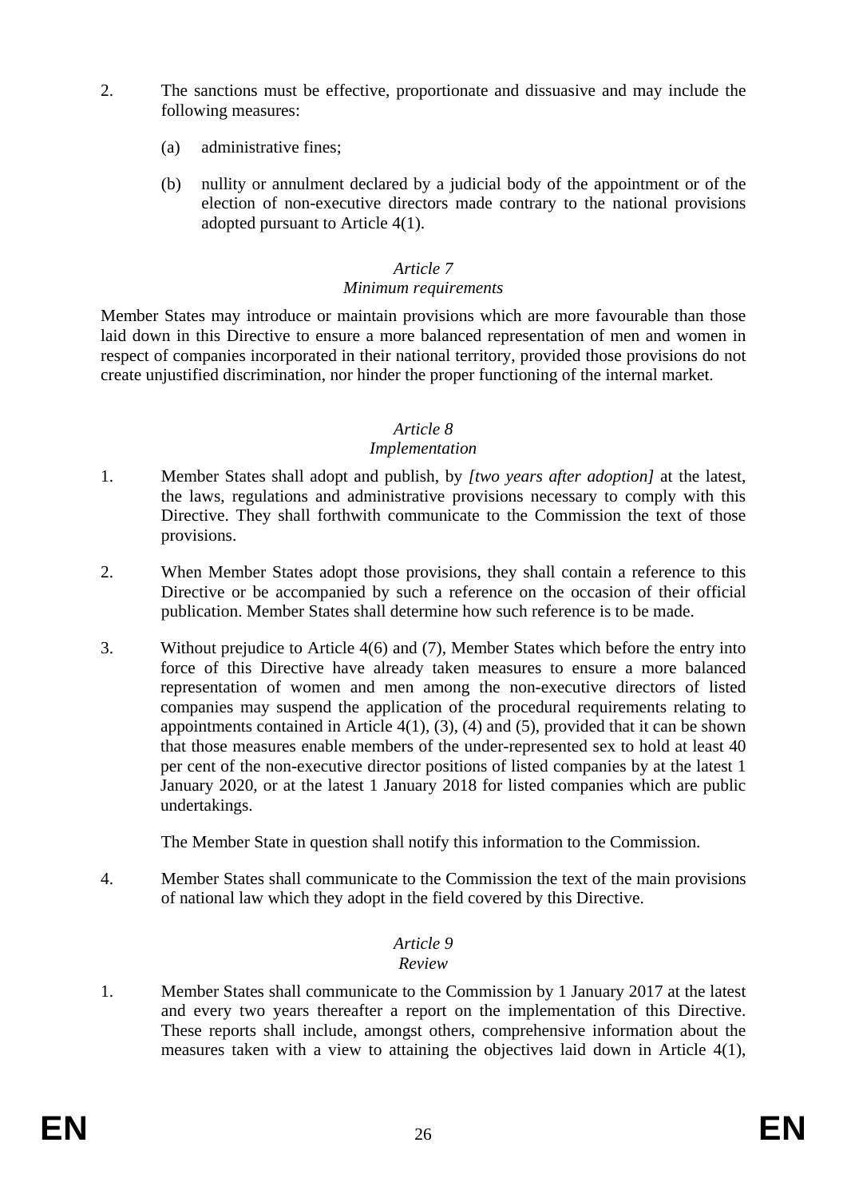2. The sanctions must be effective, proportionate and dissuasive and may include the following measures:

   (a) administrative fines;

   (b) nullity or annulment declared by a judicial body of the appointment or of the election of non-executive directors made contrary to the national provisions adopted pursuant to Article 4(1).

*Article 7*
*Minimum requirements*

Member States may introduce or maintain provisions which are more favourable than those laid down in this Directive to ensure a more balanced representation of men and women in respect of companies incorporated in their national territory, provided those provisions do not create unjustified discrimination, nor hinder the proper functioning of the internal market.

*Article 8*
*Implementation*

1. Member States shall adopt and publish, by *[two years after adoption]* at the latest, the laws, regulations and administrative provisions necessary to comply with this Directive. They shall forthwith communicate to the Commission the text of those provisions.

2. When Member States adopt those provisions, they shall contain a reference to this Directive or be accompanied by such a reference on the occasion of their official publication. Member States shall determine how such reference is to be made.

3. Without prejudice to Article 4(6) and (7), Member States which before the entry into force of this Directive have already taken measures to ensure a more balanced representation of women and men among the non-executive directors of listed companies may suspend the application of the procedural requirements relating to appointments contained in Article 4(1), (3), (4) and (5), provided that it can be shown that those measures enable members of the under-represented sex to hold at least 40 per cent of the non-executive director positions of listed companies by at the latest 1 January 2020, or at the latest 1 January 2018 for listed companies which are public undertakings.

   The Member State in question shall notify this information to the Commission.

4. Member States shall communicate to the Commission the text of the main provisions of national law which they adopt in the field covered by this Directive.

*Article 9*
*Review*

1. Member States shall communicate to the Commission by 1 January 2017 at the latest and every two years thereafter a report on the implementation of this Directive. These reports shall include, amongst others, comprehensive information about the measures taken with a view to attaining the objectives laid down in Article 4(1),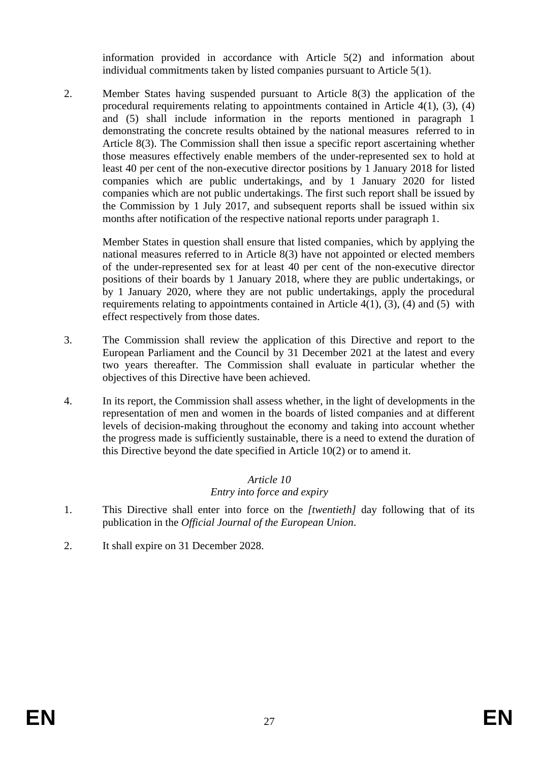information provided in accordance with Article 5(2) and information about individual commitments taken by listed companies pursuant to Article 5(1).

2. Member States having suspended pursuant to Article 8(3) the application of the procedural requirements relating to appointments contained in Article 4(1), (3), (4) and (5) shall include information in the reports mentioned in paragraph 1 demonstrating the concrete results obtained by the national measures referred to in Article 8(3). The Commission shall then issue a specific report ascertaining whether those measures effectively enable members of the under-represented sex to hold at least 40 per cent of the non-executive director positions by 1 January 2018 for listed companies which are public undertakings, and by 1 January 2020 for listed companies which are not public undertakings. The first such report shall be issued by the Commission by 1 July 2017, and subsequent reports shall be issued within six months after notification of the respective national reports under paragraph 1.

   Member States in question shall ensure that listed companies, which by applying the national measures referred to in Article 8(3) have not appointed or elected members of the under-represented sex for at least 40 per cent of the non-executive director positions of their boards by 1 January 2018, where they are public undertakings, or by 1 January 2020, where they are not public undertakings, apply the procedural requirements relating to appointments contained in Article 4(1), (3), (4) and (5) with effect respectively from those dates.

3. The Commission shall review the application of this Directive and report to the European Parliament and the Council by 31 December 2021 at the latest and every two years thereafter. The Commission shall evaluate in particular whether the objectives of this Directive have been achieved.

4. In its report, the Commission shall assess whether, in the light of developments in the representation of men and women in the boards of listed companies and at different levels of decision-making throughout the economy and taking into account whether the progress made is sufficiently sustainable, there is a need to extend the duration of this Directive beyond the date specified in Article 10(2) or to amend it.

*Article 10*
*Entry into force and expiry*

1. This Directive shall enter into force on the *[twentieth]* day following that of its publication in the *Official Journal of the European Union*.

2. It shall expire on 31 December 2028.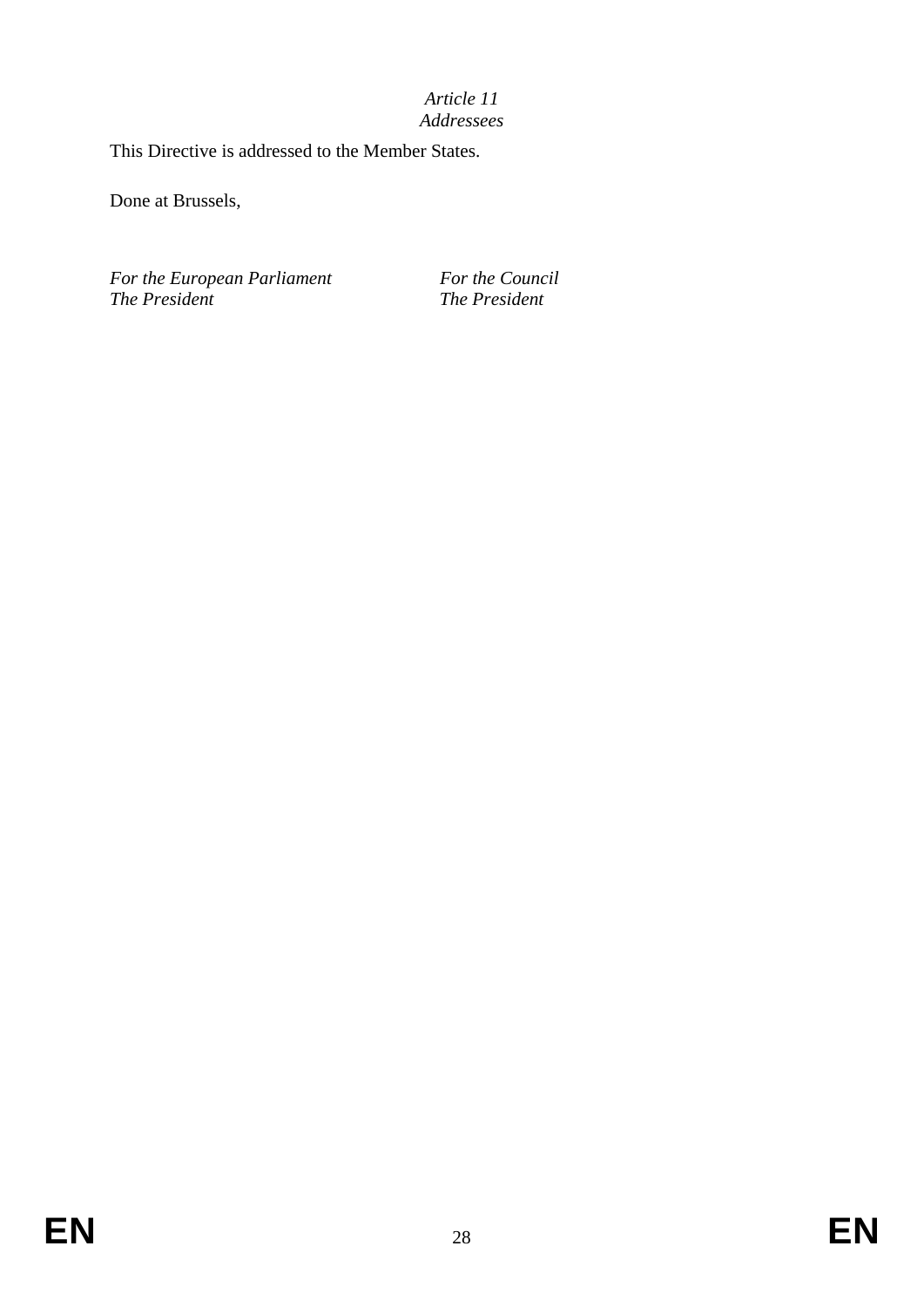*Article 11*
*Addressees*

This Directive is addressed to the Member States.

Done at Brussels,

*For the European Parliament*
*The President*

*For the Council*
*The President*